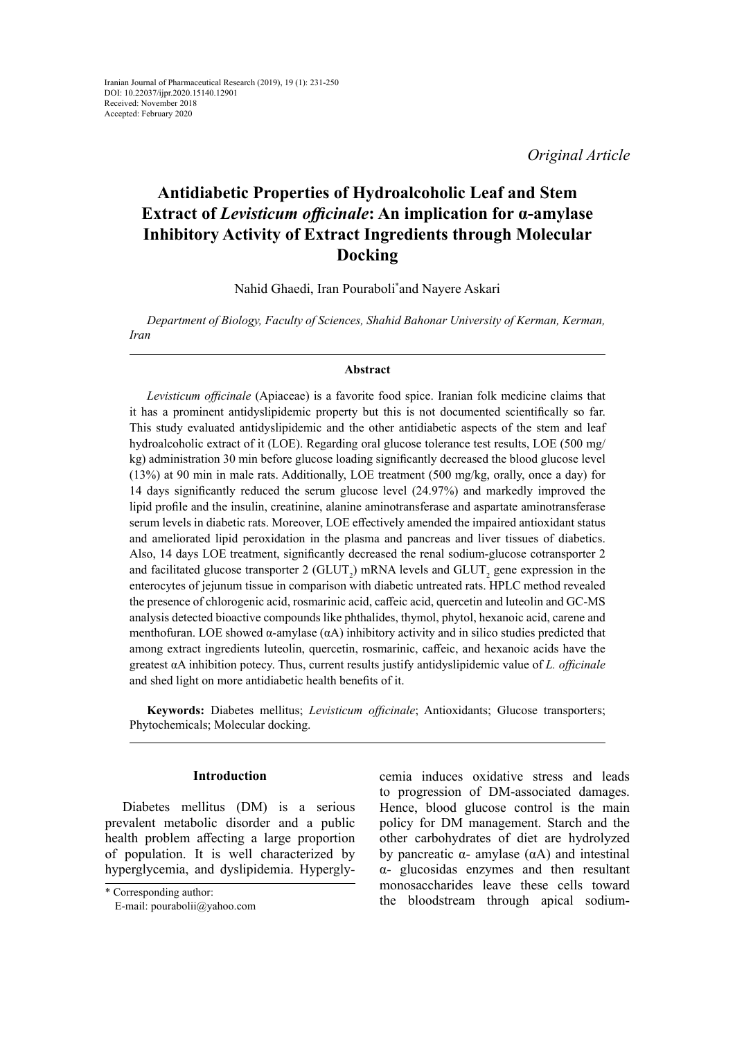Iranian Journal of Pharmaceutical Research (2019), 19 (1): 231-250
DOI: 10.22037/ijpr.2020.15140.12901
Received: November 2018
Accepted: February 2020

*Original Article*

# Antidiabetic Properties of Hydroalcoholic Leaf and Stem Extract of *Levisticum officinale*: An implication for α-amylase Inhibitory Activity of Extract Ingredients through Molecular Docking

Nahid Ghaedi, Iran Pouraboli* and Nayere Askari

*Department of Biology, Faculty of Sciences, Shahid Bahonar University of Kerman, Kerman, Iran*

## Abstract

*Levisticum officinale* (Apiaceae) is a favorite food spice. Iranian folk medicine claims that it has a prominent antidyslipidemic property but this is not documented scientifically so far. This study evaluated antidyslipidemic and the other antidiabetic aspects of the stem and leaf hydroalcoholic extract of it (LOE). Regarding oral glucose tolerance test results, LOE (500 mg/kg) administration 30 min before glucose loading significantly decreased the blood glucose level (13%) at 90 min in male rats. Additionally, LOE treatment (500 mg/kg, orally, once a day) for 14 days significantly reduced the serum glucose level (24.97%) and markedly improved the lipid profile and the insulin, creatinine, alanine aminotransferase and aspartate aminotransferase serum levels in diabetic rats. Moreover, LOE effectively amended the impaired antioxidant status and ameliorated lipid peroxidation in the plasma and pancreas and liver tissues of diabetics. Also, 14 days LOE treatment, significantly decreased the renal sodium-glucose cotransporter 2 and facilitated glucose transporter 2 ($GLUT_2$) mRNA levels and $GLUT_2$ gene expression in the enterocytes of jejunum tissue in comparison with diabetic untreated rats. HPLC method revealed the presence of chlorogenic acid, rosmarinic acid, caffeic acid, quercetin and luteolin and GC-MS analysis detected bioactive compounds like phthalides, thymol, phytol, hexanoic acid, carene and menthofuran. LOE showed α-amylase (αA) inhibitory activity and in silico studies predicted that among extract ingredients luteolin, quercetin, rosmarinic, caffeic, and hexanoic acids have the greatest αA inhibition potecy. Thus, current results justify antidyslipidemic value of *L. officinale* and shed light on more antidiabetic health benefits of it.

**Keywords:** Diabetes mellitus; *Levisticum officinale*; Antioxidants; Glucose transporters; Phytochemicals; Molecular docking.

## Introduction

Diabetes mellitus (DM) is a serious prevalent metabolic disorder and a public health problem affecting a large proportion of population. It is well characterized by hyperglycemia, and dyslipidemia. Hyperglycemia induces oxidative stress and leads to progression of DM-associated damages. Hence, blood glucose control is the main policy for DM management. Starch and the other carbohydrates of diet are hydrolyzed by pancreatic α- amylase (αA) and intestinal α- glucosidas enzymes and then resultant monosaccharides leave these cells toward the bloodstream through apical sodium-

\* Corresponding author:
E-mail: pourabolii@yahoo.com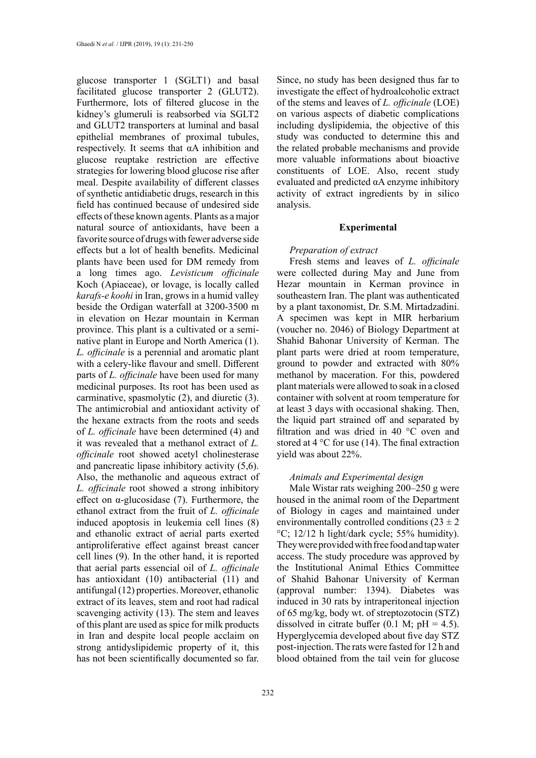glucose transporter 1 (SGLT1) and basal facilitated glucose transporter 2 (GLUT2). Furthermore, lots of filtered glucose in the kidney's glumeruli is reabsorbed via SGLT2 and GLUT2 transporters at luminal and basal epithelial membranes of proximal tubules, respectively. It seems that αA inhibition and glucose reuptake restriction are effective strategies for lowering blood glucose rise after meal. Despite availability of different classes of synthetic antidiabetic drugs, research in this field has continued because of undesired side effects of these known agents. Plants as a major natural source of antioxidants, have been a favorite source of drugs with fewer adverse side effects but a lot of health benefits. Medicinal plants have been used for DM remedy from a long times ago. *Levisticum officinale* Koch (Apiaceae), or lovage, is locally called *karafs-e koohi* in Iran, grows in a humid valley beside the Ordigan waterfall at 3200-3500 m in elevation on Hezar mountain in Kerman province. This plant is a cultivated or a semi-native plant in Europe and North America (1). *L. officinale* is a perennial and aromatic plant with a celery-like flavour and smell. Different parts of *L. officinale* have been used for many medicinal purposes. Its root has been used as carminative, spasmolytic (2), and diuretic (3). The antimicrobial and antioxidant activity of the hexane extracts from the roots and seeds of *L. officinale* have been determined (4) and it was revealed that a methanol extract of *L. officinale* root showed acetyl cholinesterase and pancreatic lipase inhibitory activity (5,6). Also, the methanolic and aqueous extract of *L. officinale* root showed a strong inhibitory effect on α-glucosidase (7). Furthermore, the ethanol extract from the fruit of *L. officinale* induced apoptosis in leukemia cell lines (8) and ethanolic extract of aerial parts exerted antiproliferative effect against breast cancer cell lines (9). In the other hand, it is reported that aerial parts essencial oil of *L. officinale* has antioxidant (10) antibacterial (11) and antifungal (12) properties. Moreover, ethanolic extract of its leaves, stem and root had radical scavenging activity (13). The stem and leaves of this plant are used as spice for milk products in Iran and despite local people acclaim on strong antidyslipidemic property of it, this has not been scientifically documented so far. Since, no study has been designed thus far to investigate the effect of hydroalcoholic extract of the stems and leaves of *L. officinale* (LOE) on various aspects of diabetic complications including dyslipidemia, the objective of this study was conducted to determine this and the related probable mechanisms and provide more valuable informations about bioactive constituents of LOE. Also, recent study evaluated and predicted αA enzyme inhibitory activity of extract ingredients by in silico analysis.

## Experimental

### *Preparation of extract*

Fresh stems and leaves of *L. officinale* were collected during May and June from Hezar mountain in Kerman province in southeastern Iran. The plant was authenticated by a plant taxonomist, Dr. S.M. Mirtadzadini. A specimen was kept in MIR herbarium (voucher no. 2046) of Biology Department at Shahid Bahonar University of Kerman. The plant parts were dried at room temperature, ground to powder and extracted with 80% methanol by maceration. For this, powdered plant materials were allowed to soak in a closed container with solvent at room temperature for at least 3 days with occasional shaking. Then, the liquid part strained off and separated by filtration and was dried in 40 °C oven and stored at 4 °C for use (14). The final extraction yield was about 22%.

### *Animals and Experimental design*

Male Wistar rats weighing 200–250 g were housed in the animal room of the Department of Biology in cages and maintained under environmentally controlled conditions (23 ± 2 °C; 12/12 h light/dark cycle; 55% humidity). They were provided with free food and tap water access. The study procedure was approved by the Institutional Animal Ethics Committee of Shahid Bahonar University of Kerman (approval number: 1394). Diabetes was induced in 30 rats by intraperitoneal injection of 65 mg/kg, body wt. of streptozotocin (STZ) dissolved in citrate buffer (0.1 M; pH = 4.5). Hyperglycemia developed about five day STZ post-injection. The rats were fasted for 12 h and blood obtained from the tail vein for glucose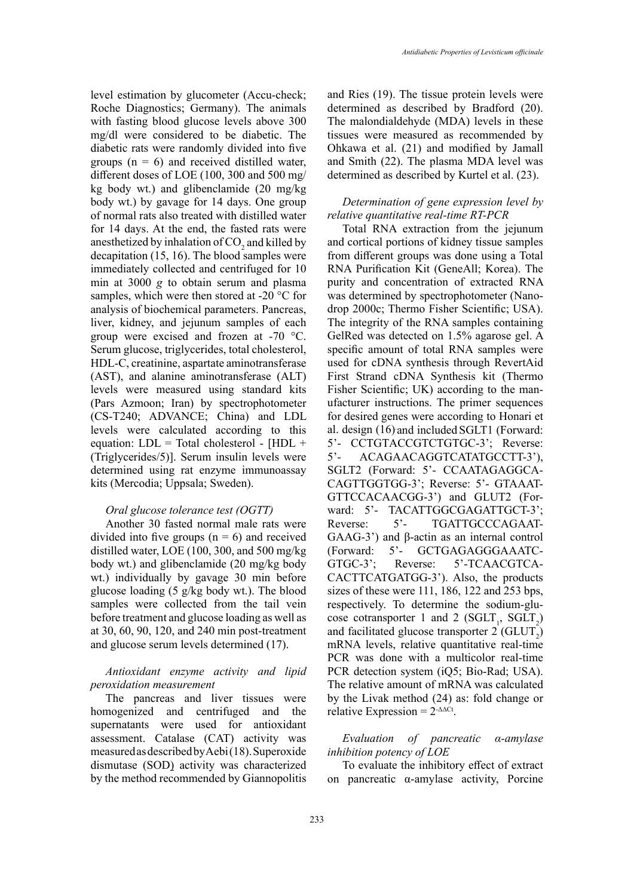level estimation by glucometer (Accu-check; Roche Diagnostics; Germany). The animals with fasting blood glucose levels above 300 mg/dl were considered to be diabetic. The diabetic rats were randomly divided into five groups (n = 6) and received distilled water, different doses of LOE (100, 300 and 500 mg/kg body wt.) and glibenclamide (20 mg/kg body wt.) by gavage for 14 days. One group of normal rats also treated with distilled water for 14 days. At the end, the fasted rats were anesthetized by inhalation of $CO_2$ and killed by decapitation (15, 16). The blood samples were immediately collected and centrifuged for 10 min at 3000 *g* to obtain serum and plasma samples, which were then stored at -20 °C for analysis of biochemical parameters. Pancreas, liver, kidney, and jejunum samples of each group were excised and frozen at -70 °C. Serum glucose, triglycerides, total cholesterol, HDL-C, creatinine, aspartate aminotransferase (AST), and alanine aminotransferase (ALT) levels were measured using standard kits (Pars Azmoon; Iran) by spectrophotometer (CS-T240; ADVANCE; China) and LDL levels were calculated according to this equation: LDL = Total cholesterol - [HDL + (Triglycerides/5)]. Serum insulin levels were determined using rat enzyme immunoassay kits (Mercodia; Uppsala; Sweden).

*Oral glucose tolerance test (OGTT)*

Another 30 fasted normal male rats were divided into five groups (n = 6) and received distilled water, LOE (100, 300, and 500 mg/kg body wt.) and glibenclamide (20 mg/kg body wt.) individually by gavage 30 min before glucose loading (5 g/kg body wt.). The blood samples were collected from the tail vein before treatment and glucose loading as well as at 30, 60, 90, 120, and 240 min post-treatment and glucose serum levels determined (17).

*Antioxidant enzyme activity and lipid peroxidation measurement*

The pancreas and liver tissues were homogenized and centrifuged and the supernatants were used for antioxidant assessment. Catalase (CAT) activity was measured as described by Aebi (18). Superoxide dismutase (SOD) activity was characterized by the method recommended by Giannopolitis and Ries (19). The tissue protein levels were determined as described by Bradford (20). The malondialdehyde (MDA) levels in these tissues were measured as recommended by Ohkawa et al. (21) and modified by Jamall and Smith (22). The plasma MDA level was determined as described by Kurtel et al. (23).

*Determination of gene expression level by relative quantitative real-time RT-PCR*

Total RNA extraction from the jejunum and cortical portions of kidney tissue samples from different groups was done using a Total RNA Purification Kit (GeneAll; Korea). The purity and concentration of extracted RNA was determined by spectrophotometer (Nanodrop 2000c; Thermo Fisher Scientific; USA). The integrity of the RNA samples containing GelRed was detected on 1.5% agarose gel. A specific amount of total RNA samples were used for cDNA synthesis through RevertAid First Strand cDNA Synthesis kit (Thermo Fisher Scientific; UK) according to the manufacturer instructions. The primer sequences for desired genes were according to Honari et al. design (16) and included SGLT1 (Forward: 5'- CCTGTACCGTCTGTGC-3'; Reverse: 5'- ACAGAACAGGTCATATGCCTT-3'), SGLT2 (Forward: 5'- CCAATAGAGGCACAGTTGGTGG-3'; Reverse: 5'- GTAAATGTTCCACAACGG-3') and GLUT2 (Forward: 5'- TACATTGGCGAGATTGCT-3'; Reverse: 5'- TGATTGCCCAGAATGAAG-3') and β-actin as an internal control (Forward: 5'- GCTGAGAGGGAAATCGTGC-3'; Reverse: 5'-TCAACGTCACACTTCATGATGG-3'). Also, the products sizes of these were 111, 186, 122 and 253 bps, respectively. To determine the sodium-glucose cotransporter 1 and 2 ($SGLT_1$, $SGLT_2$) and facilitated glucose transporter 2 ($GLUT_2$) mRNA levels, relative quantitative real-time PCR was done with a multicolor real-time PCR detection system (iQ5; Bio-Rad; USA). The relative amount of mRNA was calculated by the Livak method (24) as: fold change or relative Expression = $2^{-\Delta\Delta Ct}$.

*Evaluation of pancreatic α-amylase inhibition potency of LOE*

To evaluate the inhibitory effect of extract on pancreatic α-amylase activity, Porcine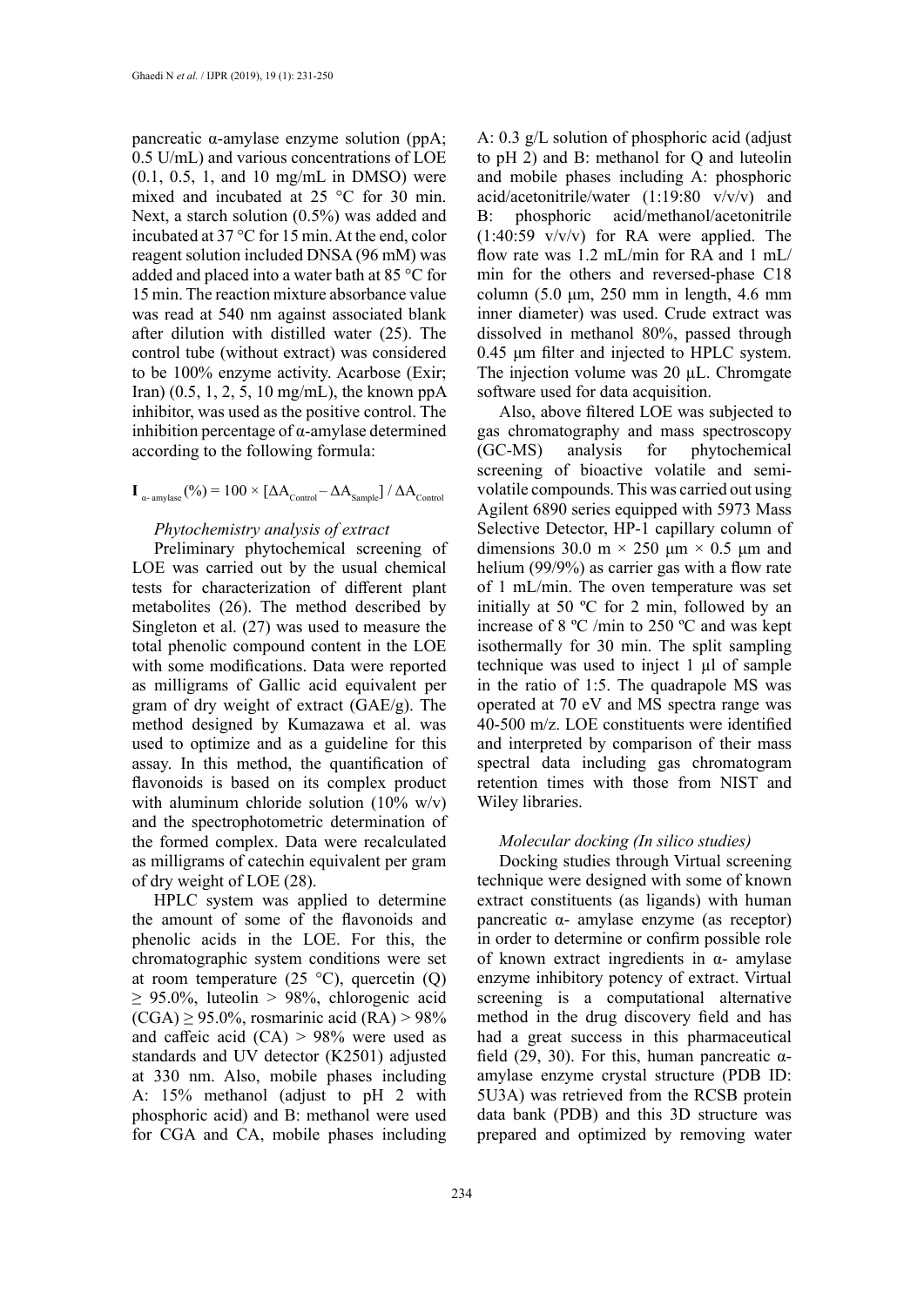pancreatic α-amylase enzyme solution (ppA; 0.5 U/mL) and various concentrations of LOE (0.1, 0.5, 1, and 10 mg/mL in DMSO) were mixed and incubated at 25 °C for 30 min. Next, a starch solution (0.5%) was added and incubated at 37 °C for 15 min. At the end, color reagent solution included DNSA (96 mM) was added and placed into a water bath at 85 °C for 15 min. The reaction mixture absorbance value was read at 540 nm against associated blank after dilution with distilled water (25). The control tube (without extract) was considered to be 100% enzyme activity. Acarbose (Exir; Iran) (0.5, 1, 2, 5, 10 mg/mL), the known ppA inhibitor, was used as the positive control. The inhibition percentage of α-amylase determined according to the following formula:

$$\mathbf{I}_{\alpha\text{- amylase}}(\%) = 100 \times [\Delta A_{Control} - \Delta A_{Sample}] / \Delta A_{Control}$$

### *Phytochemistry analysis of extract*

Preliminary phytochemical screening of LOE was carried out by the usual chemical tests for characterization of different plant metabolites (26). The method described by Singleton et al. (27) was used to measure the total phenolic compound content in the LOE with some modifications. Data were reported as milligrams of Gallic acid equivalent per gram of dry weight of extract (GAE/g). The method designed by Kumazawa et al. was used to optimize and as a guideline for this assay. In this method, the quantification of flavonoids is based on its complex product with aluminum chloride solution (10% w/v) and the spectrophotometric determination of the formed complex. Data were recalculated as milligrams of catechin equivalent per gram of dry weight of LOE (28).

HPLC system was applied to determine the amount of some of the flavonoids and phenolic acids in the LOE. For this, the chromatographic system conditions were set at room temperature (25 °C), quercetin (Q) ≥ 95.0%, luteolin > 98%, chlorogenic acid (CGA) ≥ 95.0%, rosmarinic acid (RA) > 98% and caffeic acid (CA) > 98% were used as standards and UV detector (K2501) adjusted at 330 nm. Also, mobile phases including A: 15% methanol (adjust to pH 2 with phosphoric acid) and B: methanol were used for CGA and CA, mobile phases including A: 0.3 g/L solution of phosphoric acid (adjust to pH 2) and B: methanol for Q and luteolin and mobile phases including A: phosphoric acid/acetonitrile/water (1:19:80 v/v/v) and B: phosphoric acid/methanol/acetonitrile (1:40:59 v/v/v) for RA were applied. The flow rate was 1.2 mL/min for RA and 1 mL/min for the others and reversed-phase C18 column (5.0 µm, 250 mm in length, 4.6 mm inner diameter) was used. Crude extract was dissolved in methanol 80%, passed through 0.45 µm filter and injected to HPLC system. The injection volume was 20 µL. Chromgate software used for data acquisition.

Also, above filtered LOE was subjected to gas chromatography and mass spectroscopy (GC-MS) analysis for phytochemical screening of bioactive volatile and semi-volatile compounds. This was carried out using Agilent 6890 series equipped with 5973 Mass Selective Detector, HP-1 capillary column of dimensions 30.0 m × 250 µm × 0.5 µm and helium (99/9%) as carrier gas with a flow rate of 1 mL/min. The oven temperature was set initially at 50 ºC for 2 min, followed by an increase of 8 ºC /min to 250 ºC and was kept isothermally for 30 min. The split sampling technique was used to inject 1 µl of sample in the ratio of 1:5. The quadrapole MS was operated at 70 eV and MS spectra range was 40-500 m/z. LOE constituents were identified and interpreted by comparison of their mass spectral data including gas chromatogram retention times with those from NIST and Wiley libraries.

### *Molecular docking (In silico studies)*

Docking studies through Virtual screening technique were designed with some of known extract constituents (as ligands) with human pancreatic α- amylase enzyme (as receptor) in order to determine or confirm possible role of known extract ingredients in α- amylase enzyme inhibitory potency of extract. Virtual screening is a computational alternative method in the drug discovery field and has had a great success in this pharmaceutical field (29, 30). For this, human pancreatic α-amylase enzyme crystal structure (PDB ID: 5U3A) was retrieved from the RCSB protein data bank (PDB) and this 3D structure was prepared and optimized by removing water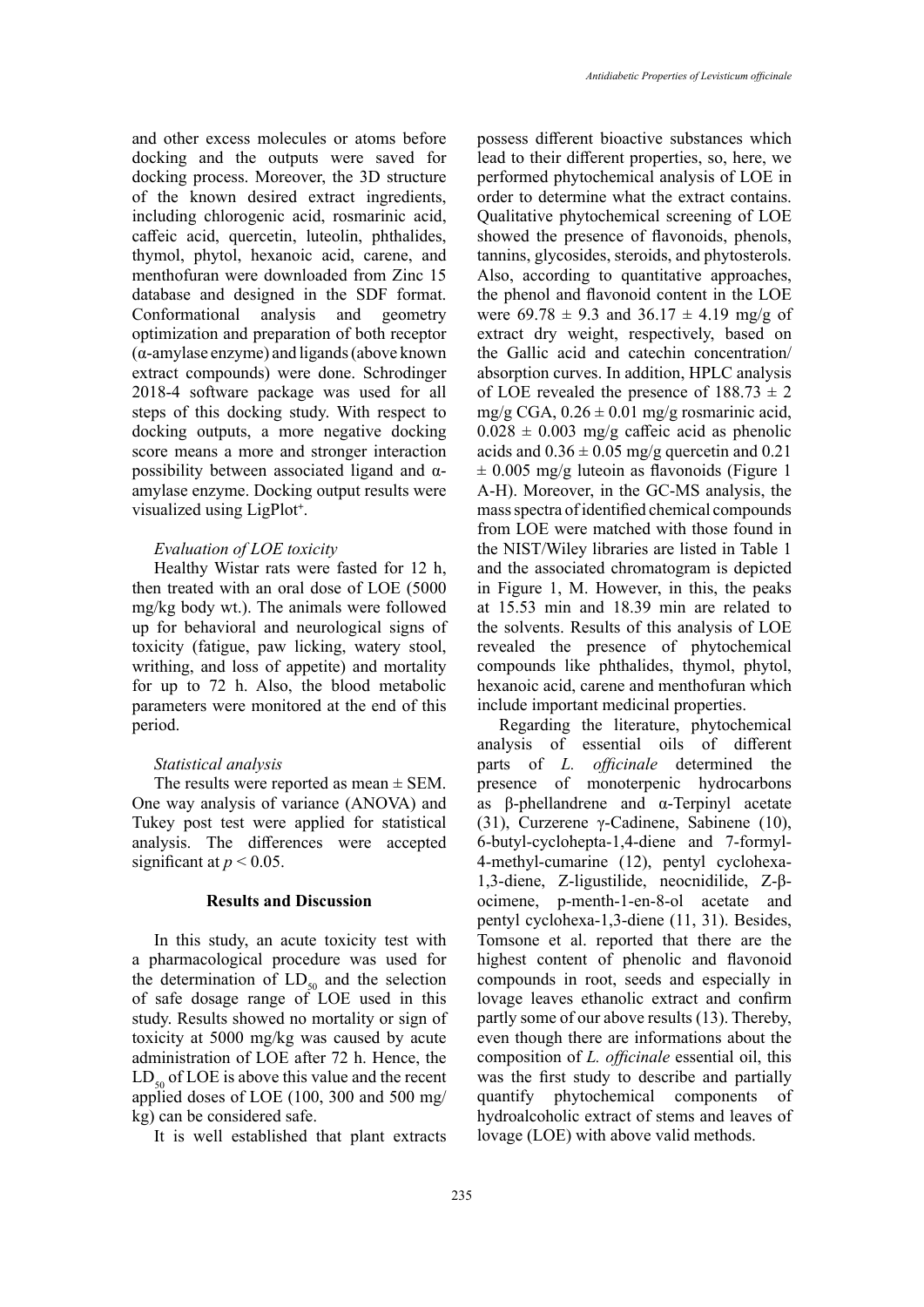and other excess molecules or atoms before docking and the outputs were saved for docking process. Moreover, the 3D structure of the known desired extract ingredients, including chlorogenic acid, rosmarinic acid, caffeic acid, quercetin, luteolin, phthalides, thymol, phytol, hexanoic acid, carene, and menthofuran were downloaded from Zinc 15 database and designed in the SDF format. Conformational analysis and geometry optimization and preparation of both receptor (α-amylase enzyme) and ligands (above known extract compounds) were done. Schrodinger 2018-4 software package was used for all steps of this docking study. With respect to docking outputs, a more negative docking score means a more and stronger interaction possibility between associated ligand and α-amylase enzyme. Docking output results were visualized using LigPlot$^{+}$.

### *Evaluation of LOE toxicity*

Healthy Wistar rats were fasted for 12 h, then treated with an oral dose of LOE (5000 mg/kg body wt.). The animals were followed up for behavioral and neurological signs of toxicity (fatigue, paw licking, watery stool, writhing, and loss of appetite) and mortality for up to 72 h. Also, the blood metabolic parameters were monitored at the end of this period.

### *Statistical analysis*

The results were reported as mean ± SEM. One way analysis of variance (ANOVA) and Tukey post test were applied for statistical analysis. The differences were accepted significant at $p < 0.05$.

## Results and Discussion

In this study, an acute toxicity test with a pharmacological procedure was used for the determination of $LD_{50}$ and the selection of safe dosage range of LOE used in this study. Results showed no mortality or sign of toxicity at 5000 mg/kg was caused by acute administration of LOE after 72 h. Hence, the $LD_{50}$ of LOE is above this value and the recent applied doses of LOE (100, 300 and 500 mg/kg) can be considered safe.

It is well established that plant extracts possess different bioactive substances which lead to their different properties, so, here, we performed phytochemical analysis of LOE in order to determine what the extract contains. Qualitative phytochemical screening of LOE showed the presence of flavonoids, phenols, tannins, glycosides, steroids, and phytosterols. Also, according to quantitative approaches, the phenol and flavonoid content in the LOE were 69.78 ± 9.3 and 36.17 ± 4.19 mg/g of extract dry weight, respectively, based on the Gallic acid and catechin concentration/absorption curves. In addition, HPLC analysis of LOE revealed the presence of 188.73 ± 2 mg/g CGA, 0.26 ± 0.01 mg/g rosmarinic acid, 0.028 ± 0.003 mg/g caffeic acid as phenolic acids and 0.36 ± 0.05 mg/g quercetin and 0.21 ± 0.005 mg/g luteoin as flavonoids (Figure 1 A-H). Moreover, in the GC-MS analysis, the mass spectra of identified chemical compounds from LOE were matched with those found in the NIST/Wiley libraries are listed in Table 1 and the associated chromatogram is depicted in Figure 1, M. However, in this, the peaks at 15.53 min and 18.39 min are related to the solvents. Results of this analysis of LOE revealed the presence of phytochemical compounds like phthalides, thymol, phytol, hexanoic acid, carene and menthofuran which include important medicinal properties.

Regarding the literature, phytochemical analysis of essential oils of different parts of *L. officinale* determined the presence of monoterpenic hydrocarbons as β-phellandrene and α-Terpinyl acetate (31), Curzerene γ-Cadinene, Sabinene (10), 6-butyl-cyclohepta-1,4-diene and 7-formyl-4-methyl-cumarine (12), pentyl cyclohexa-1,3-diene, Z-ligustilide, neocnidilide, Z-β-ocimene, p-menth-1-en-8-ol acetate and pentyl cyclohexa-1,3-diene (11, 31). Besides, Tomsone et al. reported that there are the highest content of phenolic and flavonoid compounds in root, seeds and especially in lovage leaves ethanolic extract and confirm partly some of our above results (13). Thereby, even though there are informations about the composition of *L. officinale* essential oil, this was the first study to describe and partially quantify phytochemical components of hydroalcoholic extract of stems and leaves of lovage (LOE) with above valid methods.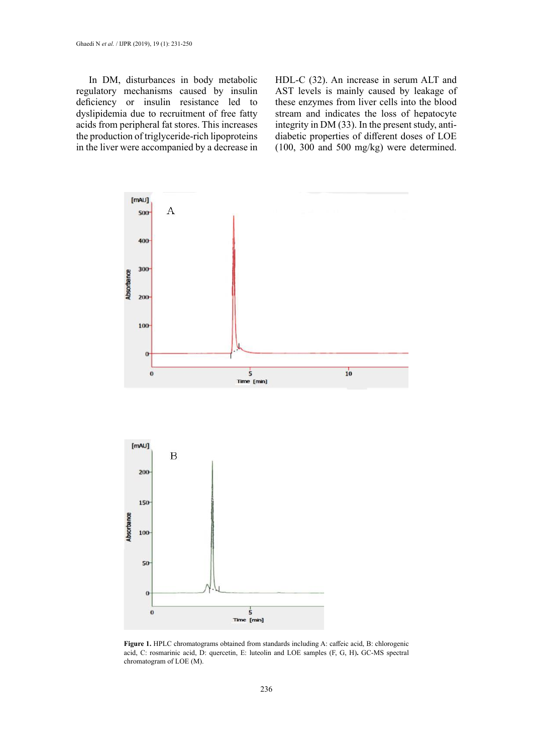In DM, disturbances in body metabolic regulatory mechanisms caused by insulin deficiency or insulin resistance led to dyslipidemia due to recruitment of free fatty acids from peripheral fat stores. This increases the production of triglyceride-rich lipoproteins in the liver were accompanied by a decrease in HDL-C (32). An increase in serum ALT and AST levels is mainly caused by leakage of these enzymes from liver cells into the blood stream and indicates the loss of hepatocyte integrity in DM (33). In the present study, anti-diabetic properties of different doses of LOE (100, 300 and 500 mg/kg) were determined.

**Figure 1.** HPLC chromatograms obtained from standards including A: caffeic acid, B: chlorogenic acid, C: rosmarinic acid, D: quercetin, E: luteolin and LOE samples (F, G, H)**.** GC-MS spectral chromatogram of LOE (M).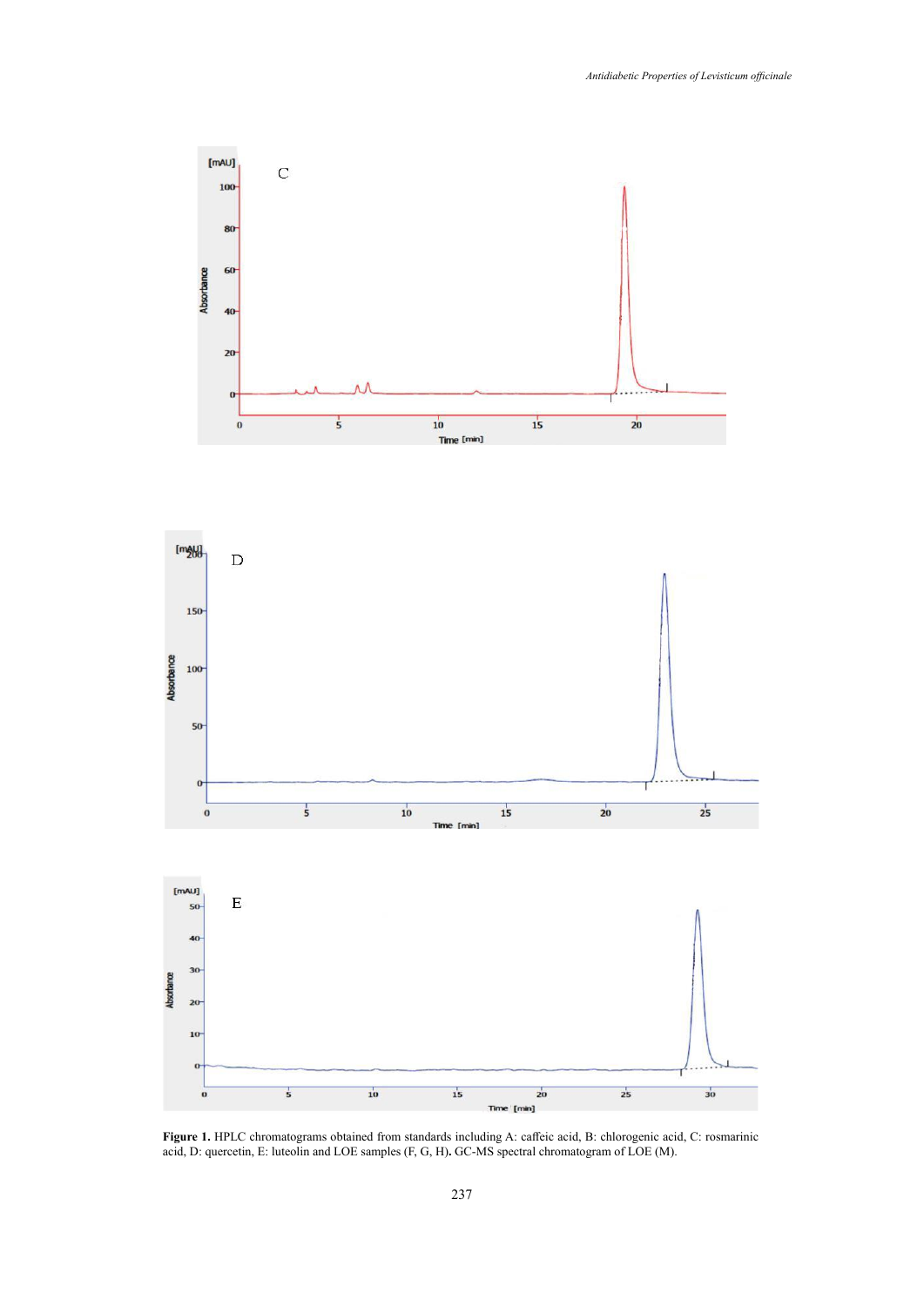**Figure 1.** HPLC chromatograms obtained from standards including A: caffeic acid, B: chlorogenic acid, C: rosmarinic acid, D: quercetin, E: luteolin and LOE samples (F, G, H)**.** GC-MS spectral chromatogram of LOE (M).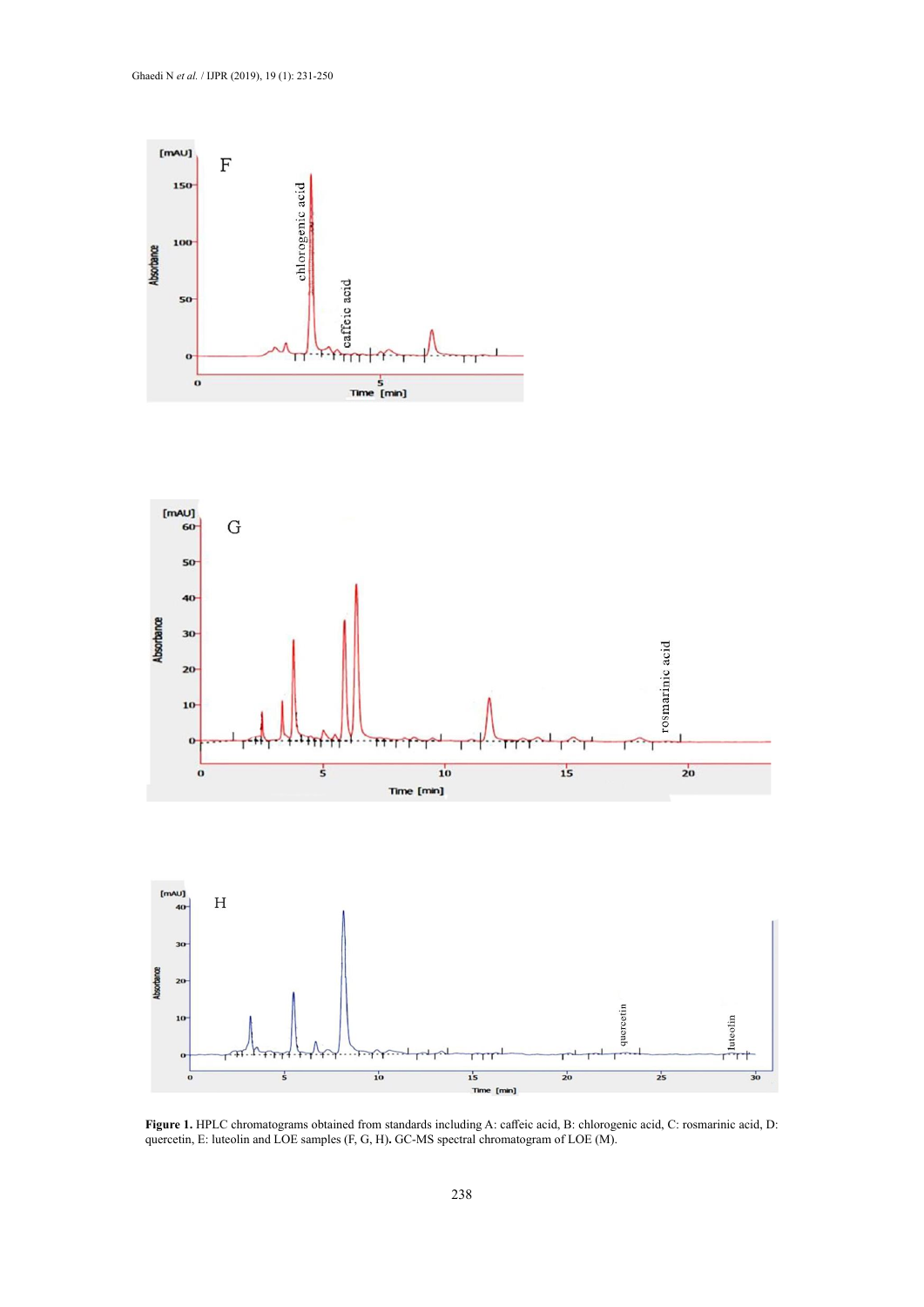**Figure 1.** HPLC chromatograms obtained from standards including A: caffeic acid, B: chlorogenic acid, C: rosmarinic acid, D: quercetin, E: luteolin and LOE samples (F, G, H)**.** GC-MS spectral chromatogram of LOE (M).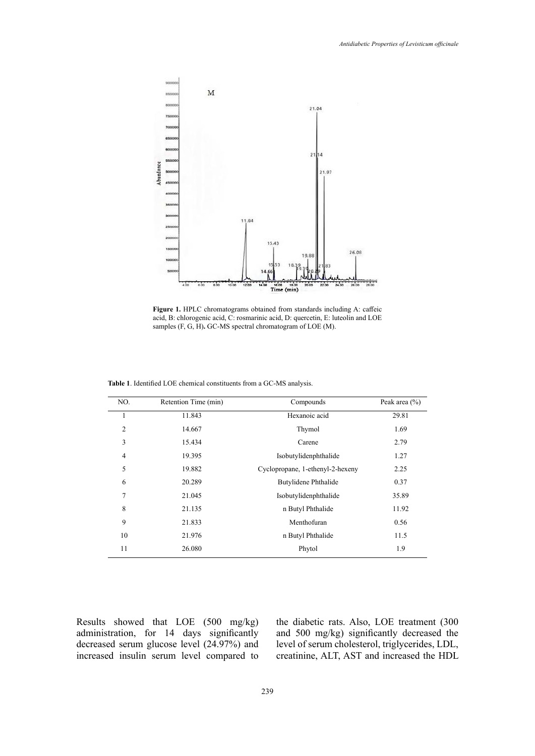**Figure 1.** HPLC chromatograms obtained from standards including A: caffeic acid, B: chlorogenic acid, C: rosmarinic acid, D: quercetin, E: luteolin and LOE samples (F, G, H)**.** GC-MS spectral chromatogram of LOE (M).

**Table 1**. Identified LOE chemical constituents from a GC-MS analysis.

| NO. | Retention Time (min) | Compounds | Peak area (%) |
|---|---|---|---|
| 1 | 11.843 | Hexanoic acid | 29.81 |
| 2 | 14.667 | Thymol | 1.69 |
| 3 | 15.434 | Carene | 2.79 |
| 4 | 19.395 | Isobutylidenphthalide | 1.27 |
| 5 | 19.882 | Cyclopropane, 1-ethenyl-2-hexeny | 2.25 |
| 6 | 20.289 | Butylidene Phthalide | 0.37 |
| 7 | 21.045 | Isobutylidenphthalide | 35.89 |
| 8 | 21.135 | n Butyl Phthalide | 11.92 |
| 9 | 21.833 | Menthofuran | 0.56 |
| 10 | 21.976 | n Butyl Phthalide | 11.5 |
| 11 | 26.080 | Phytol | 1.9 |

Results showed that LOE (500 mg/kg) administration, for 14 days significantly decreased serum glucose level (24.97%) and increased insulin serum level compared to the diabetic rats. Also, LOE treatment (300 and 500 mg/kg) significantly decreased the level of serum cholesterol, triglycerides, LDL, creatinine, ALT, AST and increased the HDL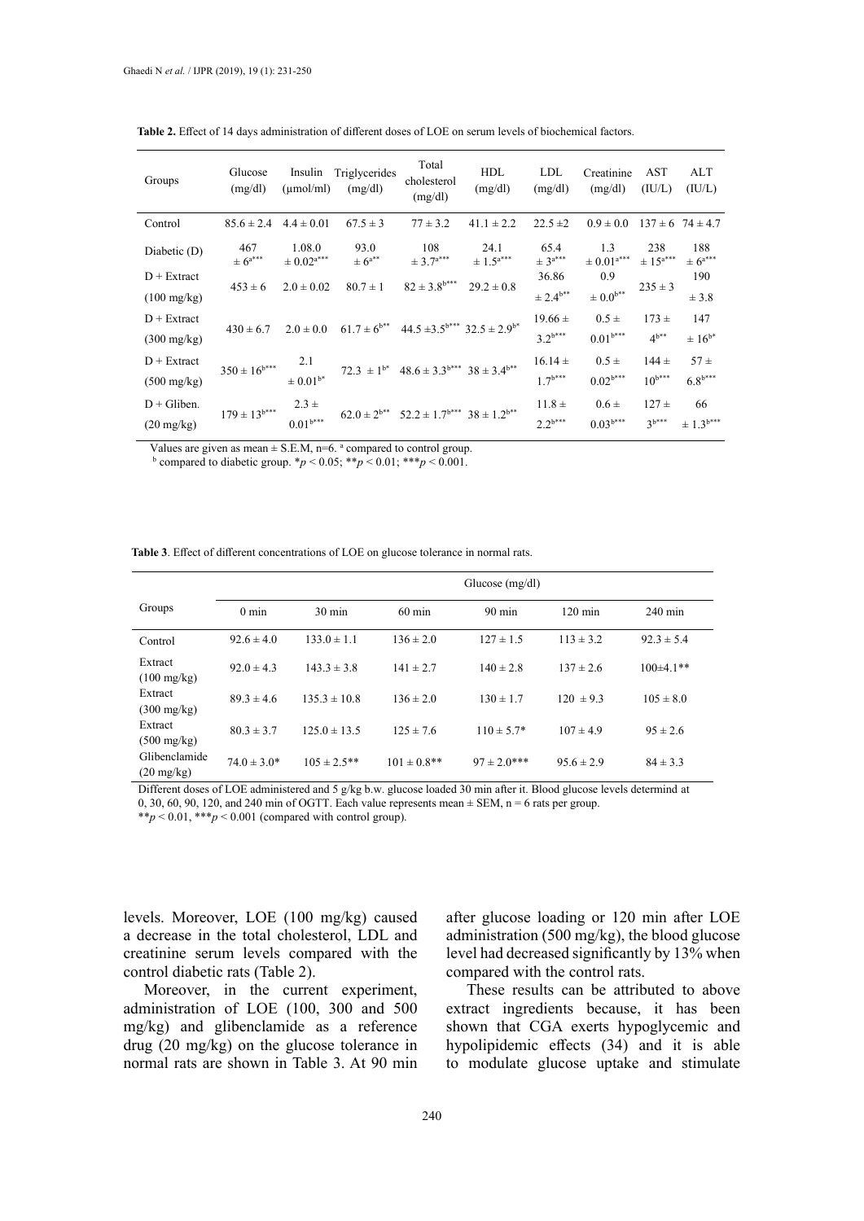**Table 2.** Effect of 14 days administration of different doses of LOE on serum levels of biochemical factors.

| Groups | Glucose (mg/dl) | Insulin (μmol/ml) | Triglycerides (mg/dl) | Total cholesterol (mg/dl) | HDL (mg/dl) | LDL (mg/dl) | Creatinine (mg/dl) | AST (IU/L) | ALT (IU/L) |
|---|---|---|---|---|---|---|---|---|---|
| Control | 85.6 ± 2.4 | 4.4 ± 0.01 | 67.5 ± 3 | 77 ± 3.2 | 41.1 ± 2.2 | 22.5 ±2 | 0.9 ± 0.0 | 137 ± 6 | 74 ± 4.7 |
| Diabetic (D) | 467 ± 6$^{a***}$ | 1.08.0 ± 0.02$^{a***}$ | 93.0 ± 6$^{a**}$ | 108 ± 3.7$^{a***}$ | 24.1 ± 1.5$^{a***}$ | 65.4 ± 3$^{a***}$ | 1.3 ± 0.01$^{a***}$ | 238 ± 15$^{a***}$ | 188 ± 6$^{a***}$ |
| D + Extract (100 mg/kg) | 453 ± 6 | 2.0 ± 0.02 | 80.7 ± 1 | 82 ± 3.8$^{b***}$ | 29.2 ± 0.8 | 36.86 ± 2.4$^{b**}$ | 0.9 ± 0.0$^{b**}$ | 235 ± 3 | 190 ± 3.8 |
| D + Extract (300 mg/kg) | 430 ± 6.7 | 2.0 ± 0.0 | 61.7 ± 6$^{b**}$ | 44.5 ±3.5$^{b***}$ | 32.5 ± 2.9$^{b*}$ | 19.66 ± 3.2$^{b***}$ | 0.5 ± 0.01$^{b***}$ | 173 ± 4$^{b**}$ | 147 ± 16$^{b*}$ |
| D + Extract (500 mg/kg) | 350 ± 16$^{b***}$ | 2.1 ± 0.01$^{b*}$ | 72.3 ± 1$^{b*}$ | 48.6 ± 3.3$^{b***}$ | 38 ± 3.4$^{b**}$ | 16.14 ± 1.7$^{b***}$ | 0.5 ± 0.02$^{b***}$ | 144 ± 10$^{b***}$ | 57 ± 6.8$^{b***}$ |
| D + Gliben. (20 mg/kg) | 179 ± 13$^{b***}$ | 2.3 ± 0.01$^{b***}$ | 62.0 ± 2$^{b**}$ | 52.2 ± 1.7$^{b***}$ | 38 ± 1.2$^{b**}$ | 11.8 ± 2.2$^{b***}$ | 0.6 ± 0.03$^{b***}$ | 127 ± 3$^{b***}$ | 66 ± 1.3$^{b***}$ |

Values are given as mean ± S.E.M, n=6. [a] compared to control group.
[b] compared to diabetic group. *$p < 0.05$; **$p < 0.01$; ***$p < 0.001$.

**Table 3**. Effect of different concentrations of LOE on glucose tolerance in normal rats.

| Groups | Glucose (mg/dl) | | | | | |
|---|---|---|---|---|---|---|
| | 0 min | 30 min | 60 min | 90 min | 120 min | 240 min |
| Control | 92.6 ± 4.0 | 133.0 ± 1.1 | 136 ± 2.0 | 127 ± 1.5 | 113 ± 3.2 | 92.3 ± 5.4 |
| Extract (100 mg/kg) | 92.0 ± 4.3 | 143.3 ± 3.8 | 141 ± 2.7 | 140 ± 2.8 | 137 ± 2.6 | 100±4.1** |
| Extract (300 mg/kg) | 89.3 ± 4.6 | 135.3 ± 10.8 | 136 ± 2.0 | 130 ± 1.7 | 120 ± 9.3 | 105 ± 8.0 |
| Extract (500 mg/kg) | 80.3 ± 3.7 | 125.0 ± 13.5 | 125 ± 7.6 | 110 ± 5.7* | 107 ± 4.9 | 95 ± 2.6 |
| Glibenclamide (20 mg/kg) | 74.0 ± 3.0* | 105 ± 2.5** | 101 ± 0.8** | 97 ± 2.0*** | 95.6 ± 2.9 | 84 ± 3.3 |

Different doses of LOE administered and 5 g/kg b.w. glucose loaded 30 min after it. Blood glucose levels determind at 0, 30, 60, 90, 120, and 240 min of OGTT. Each value represents mean ± SEM, n = 6 rats per group.
**$p < 0.01$, ***$p < 0.001$ (compared with control group).

levels. Moreover, LOE (100 mg/kg) caused a decrease in the total cholesterol, LDL and creatinine serum levels compared with the control diabetic rats (Table 2).

Moreover, in the current experiment, administration of LOE (100, 300 and 500 mg/kg) and glibenclamide as a reference drug (20 mg/kg) on the glucose tolerance in normal rats are shown in Table 3. At 90 min after glucose loading or 120 min after LOE administration (500 mg/kg), the blood glucose level had decreased significantly by 13% when compared with the control rats.

These results can be attributed to above extract ingredients because, it has been shown that CGA exerts hypoglycemic and hypolipidemic effects (34) and it is able to modulate glucose uptake and stimulate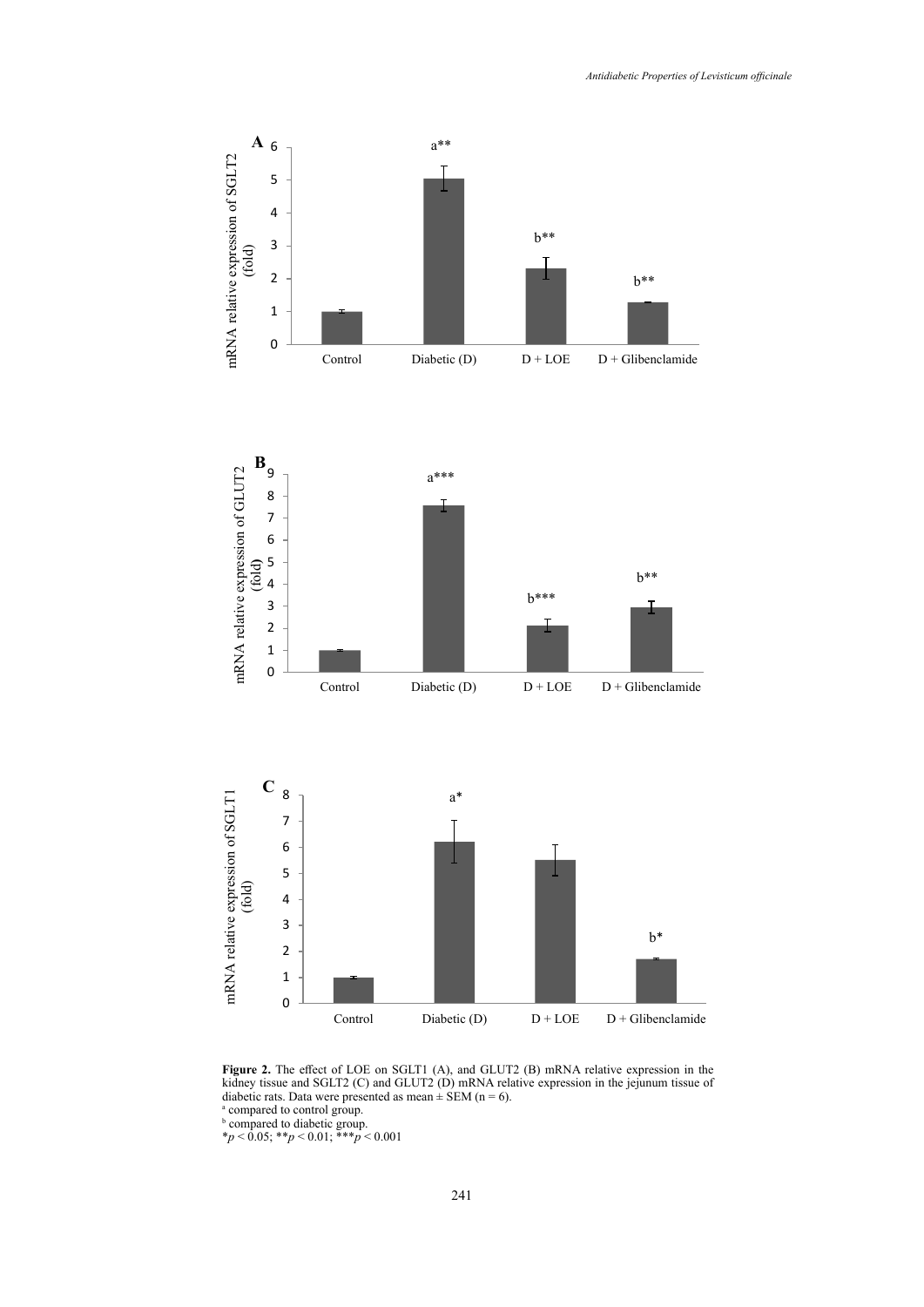**A**

| | Control | Diabetic (D) | D + LOE | D + Glibenclamide |
|---|---|---|---|---|
| mRNA relative expression of SGLT2 (fold) | | a** | b** | b** |

**B**

| | Control | Diabetic (D) | D + LOE | D + Glibenclamide |
|---|---|---|---|---|
| mRNA relative expression of GLUT2 (fold) | | a*** | b*** | b** |

**C**

| | Control | Diabetic (D) | D + LOE | D + Glibenclamide |
|---|---|---|---|---|
| mRNA relative expression of SGLT1 (fold) | | a* | | b* |

**Figure 2.** The effect of LOE on SGLT1 (A), and GLUT2 (B) mRNA relative expression in the kidney tissue and SGLT2 (C) and GLUT2 (D) mRNA relative expression in the jejunum tissue of diabetic rats. Data were presented as mean ± SEM (n = 6).

[a] compared to control group.

[b] compared to diabetic group.

*$p < 0.05$; **$p < 0.01$; ***$p < 0.001$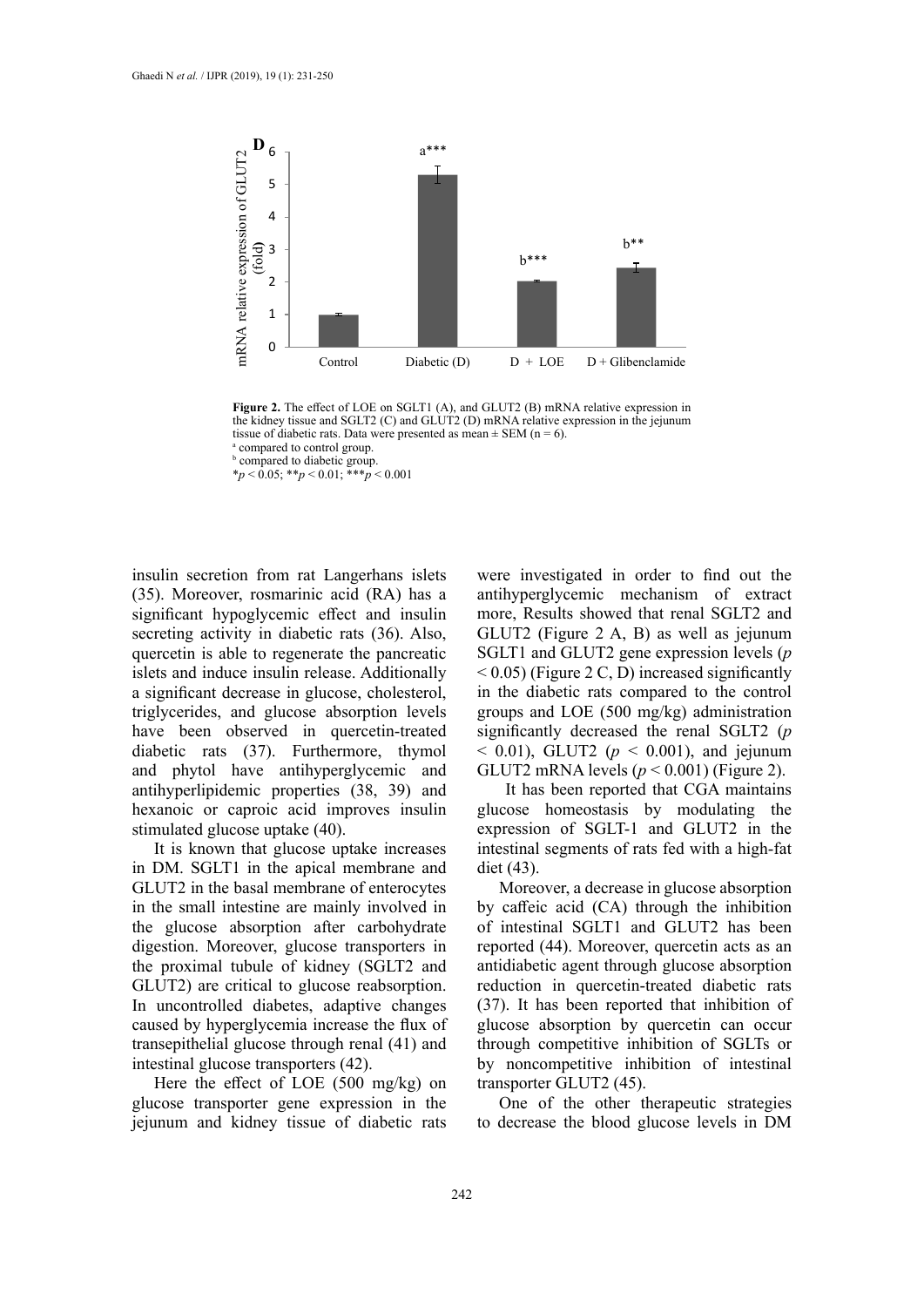**Figure 2.** The effect of LOE on SGLT1 (A), and GLUT2 (B) mRNA relative expression in the kidney tissue and SGLT2 (C) and GLUT2 (D) mRNA relative expression in the jejunum tissue of diabetic rats. Data were presented as mean ± SEM (n = 6).
[a] compared to control group.
[b] compared to diabetic group.
$*p < 0.05$; $**p < 0.01$; $***p < 0.001$

insulin secretion from rat Langerhans islets (35). Moreover, rosmarinic acid (RA) has a significant hypoglycemic effect and insulin secreting activity in diabetic rats (36). Also, quercetin is able to regenerate the pancreatic islets and induce insulin release. Additionally a significant decrease in glucose, cholesterol, triglycerides, and glucose absorption levels have been observed in quercetin-treated diabetic rats (37). Furthermore, thymol and phytol have antihyperglycemic and antihyperlipidemic properties (38, 39) and hexanoic or caproic acid improves insulin stimulated glucose uptake (40).

It is known that glucose uptake increases in DM. SGLT1 in the apical membrane and GLUT2 in the basal membrane of enterocytes in the small intestine are mainly involved in the glucose absorption after carbohydrate digestion. Moreover, glucose transporters in the proximal tubule of kidney (SGLT2 and GLUT2) are critical to glucose reabsorption. In uncontrolled diabetes, adaptive changes caused by hyperglycemia increase the flux of transepithelial glucose through renal (41) and intestinal glucose transporters (42).

Here the effect of LOE (500 mg/kg) on glucose transporter gene expression in the jejunum and kidney tissue of diabetic rats were investigated in order to find out the antihyperglycemic mechanism of extract more, Results showed that renal SGLT2 and GLUT2 (Figure 2 A, B) as well as jejunum SGLT1 and GLUT2 gene expression levels ($p < 0.05$) (Figure 2 C, D) increased significantly in the diabetic rats compared to the control groups and LOE (500 mg/kg) administration significantly decreased the renal SGLT2 ($p < 0.01$), GLUT2 ($p < 0.001$), and jejunum GLUT2 mRNA levels ($p < 0.001$) (Figure 2).

It has been reported that CGA maintains glucose homeostasis by modulating the expression of SGLT-1 and GLUT2 in the intestinal segments of rats fed with a high-fat diet (43).

Moreover, a decrease in glucose absorption by caffeic acid (CA) through the inhibition of intestinal SGLT1 and GLUT2 has been reported (44). Moreover, quercetin acts as an antidiabetic agent through glucose absorption reduction in quercetin-treated diabetic rats (37). It has been reported that inhibition of glucose absorption by quercetin can occur through competitive inhibition of SGLTs or by noncompetitive inhibition of intestinal transporter GLUT2 (45).

One of the other therapeutic strategies to decrease the blood glucose levels in DM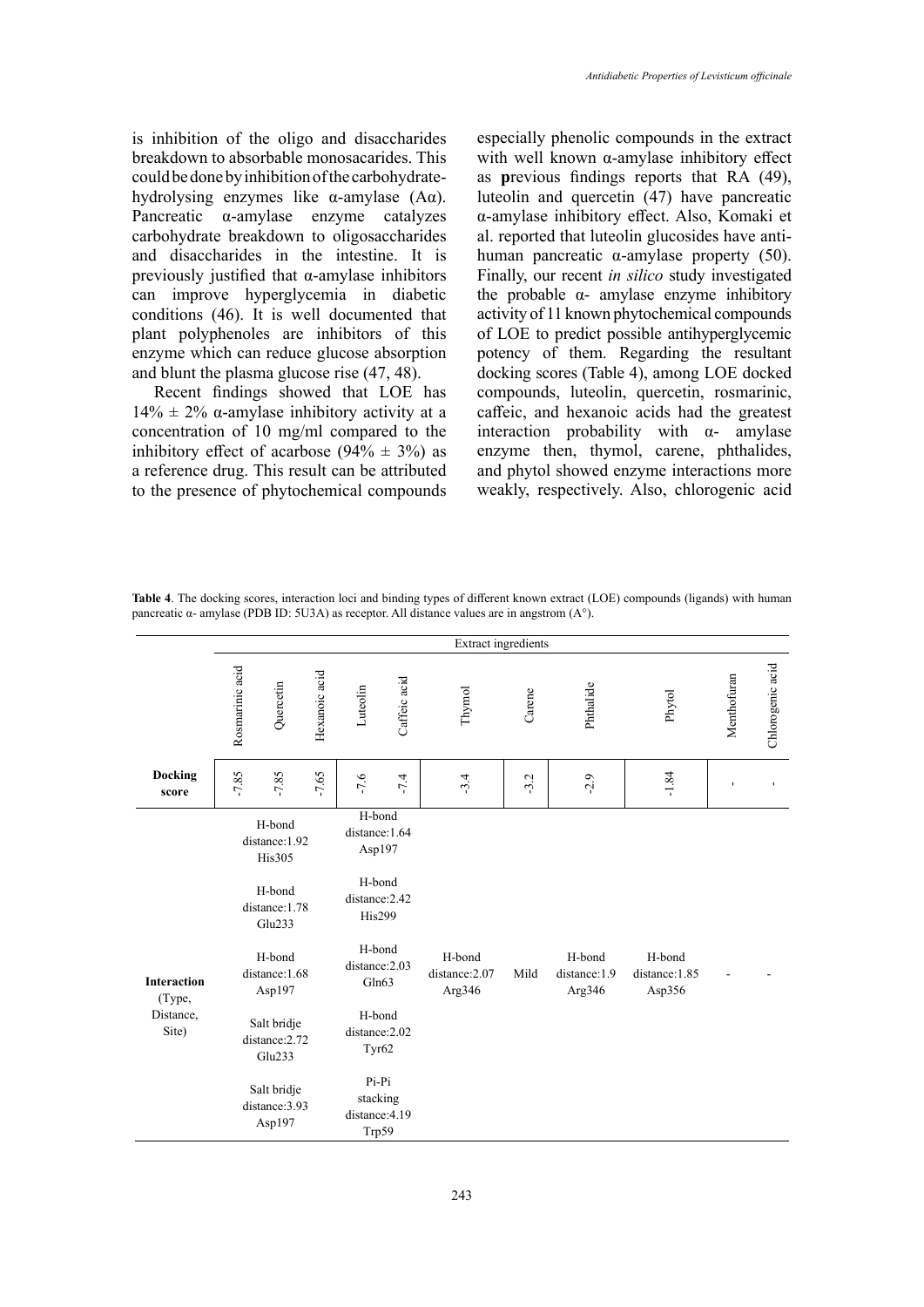is inhibition of the oligo and disaccharides breakdown to absorbable monosacarides. This could be done by inhibition of the carbohydrate-hydrolysing enzymes like α-amylase (Aα). Pancreatic α-amylase enzyme catalyzes carbohydrate breakdown to oligosaccharides and disaccharides in the intestine. It is previously justified that α-amylase inhibitors can improve hyperglycemia in diabetic conditions (46). It is well documented that plant polyphenoles are inhibitors of this enzyme which can reduce glucose absorption and blunt the plasma glucose rise (47, 48).

Recent findings showed that LOE has 14% ± 2% α-amylase inhibitory activity at a concentration of 10 mg/ml compared to the inhibitory effect of acarbose (94% ± 3%) as a reference drug. This result can be attributed to the presence of phytochemical compounds especially phenolic compounds in the extract with well known α-amylase inhibitory effect as **p**revious findings reports that RA (49), luteolin and quercetin (47) have pancreatic α-amylase inhibitory effect. Also, Komaki et al. reported that luteolin glucosides have anti-human pancreatic α-amylase property (50). Finally, our recent *in silico* study investigated the probable α- amylase enzyme inhibitory activity of 11 known phytochemical compounds of LOE to predict possible antihyperglycemic potency of them. Regarding the resultant docking scores (Table 4), among LOE docked compounds, luteolin, quercetin, rosmarinic, caffeic, and hexanoic acids had the greatest interaction probability with α- amylase enzyme then, thymol, carene, phthalides, and phytol showed enzyme interactions more weakly, respectively. Also, chlorogenic acid

**Table 4**. The docking scores, interaction loci and binding types of different known extract (LOE) compounds (ligands) with human pancreatic α- amylase (PDB ID: 5U3A) as receptor. All distance values are in angstrom (A°).

| | Extract ingredients | | | | | | | | | | |
|---|---|---|---|---|---|---|---|---|---|---|---|
| | Rosmarinic acid | Quercetin | Hexanoic acid | Luteolin | Caffeic acid | Thymol | Carene | Phthalide | Phytol | Menthofuran | Chlorogenic acid |
| **Docking score** | -7.85 | -7.85 | -7.65 | -7.6 | -7.4 | -3.4 | -3.2 | -2.9 | -1.84 | - | - |
| **Interaction** (Type, Distance, Site) | H-bond distance:1.92 His305<br>H-bond distance:1.78 Glu233<br>H-bond distance:1.68 Asp197<br>Salt bridje distance:2.72 Glu233<br>Salt bridje distance:3.93 Asp197 | | | H-bond distance:1.64 Asp197<br>H-bond distance:2.42 His299<br>H-bond distance:2.03 Gln63<br>H-bond distance:2.02 Tyr62<br>Pi-Pi stacking distance:4.19 Trp59 | | H-bond distance:2.07 Arg346 | Mild | H-bond distance:1.9 Arg346 | H-bond distance:1.85 Asp356 | - | - |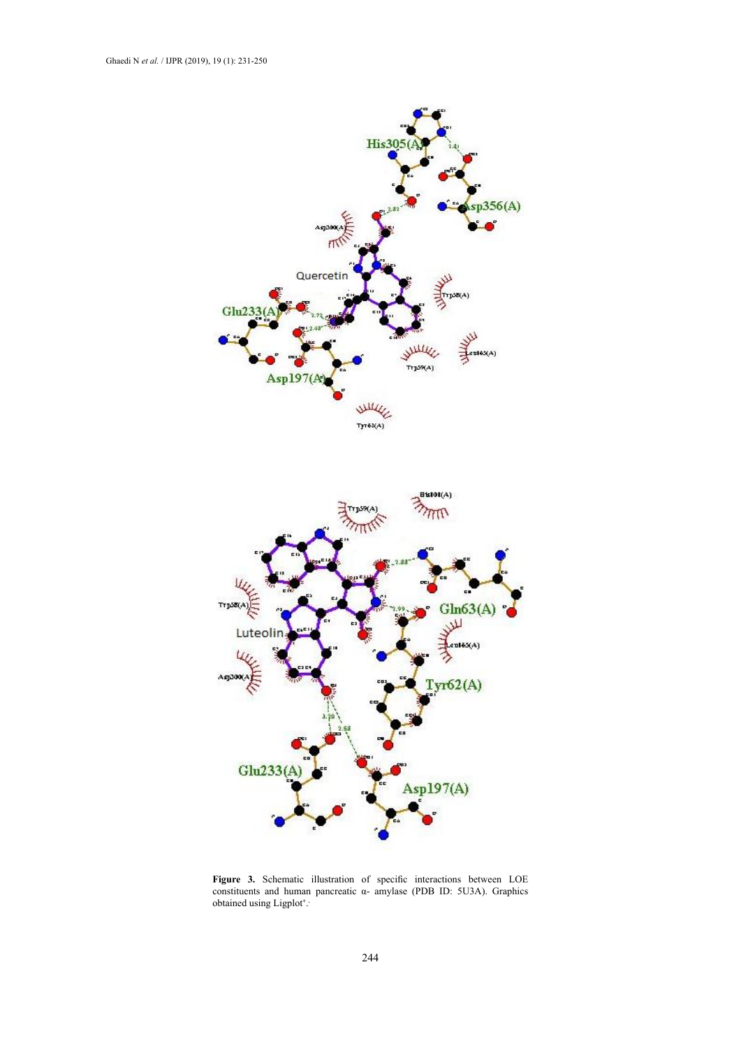**Figure 3.** Schematic illustration of specific interactions between LOE constituents and human pancreatic α- amylase (PDB ID: 5U3A). Graphics obtained using Ligplot+.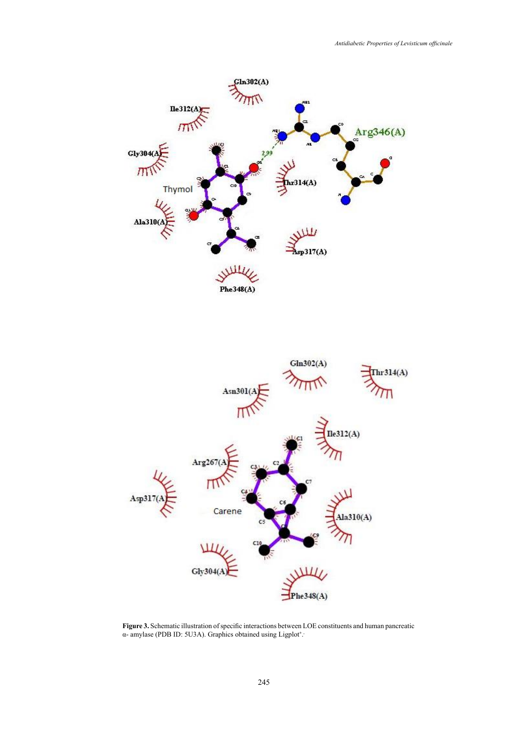**Figure 3.** Schematic illustration of specific interactions between LOE constituents and human pancreatic α- amylase (PDB ID: 5U3A). Graphics obtained using Ligplot[+].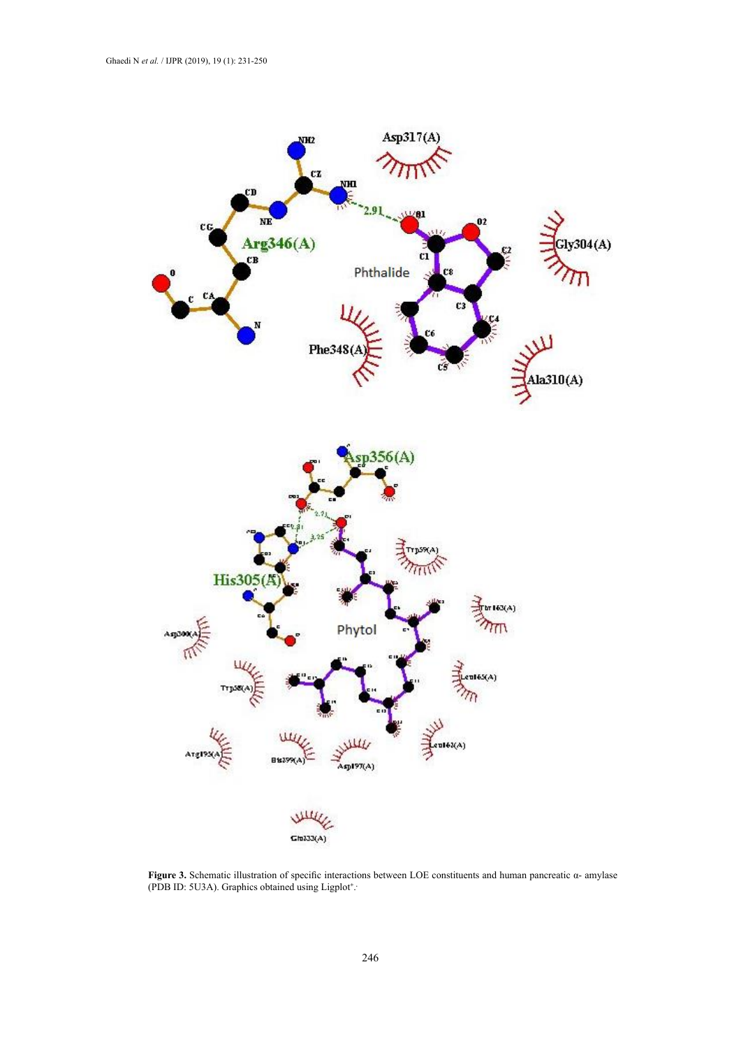**Figure 3.** Schematic illustration of specific interactions between LOE constituents and human pancreatic α- amylase (PDB ID: 5U3A). Graphics obtained using Ligplot⁺.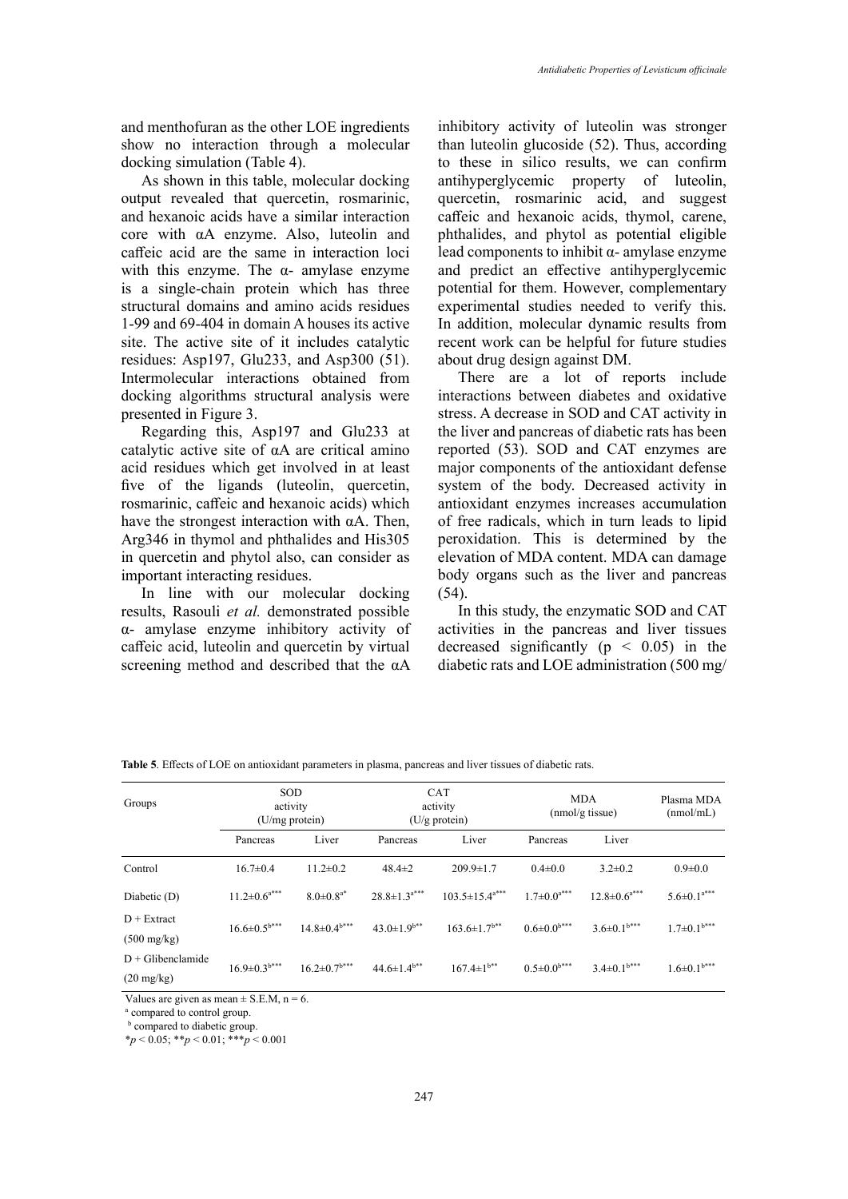and menthofuran as the other LOE ingredients show no interaction through a molecular docking simulation (Table 4).

As shown in this table, molecular docking output revealed that quercetin, rosmarinic, and hexanoic acids have a similar interaction core with αA enzyme. Also, luteolin and caffeic acid are the same in interaction loci with this enzyme. The α- amylase enzyme is a single-chain protein which has three structural domains and amino acids residues 1-99 and 69-404 in domain A houses its active site. The active site of it includes catalytic residues: Asp197, Glu233, and Asp300 (51). Intermolecular interactions obtained from docking algorithms structural analysis were presented in Figure 3.

Regarding this, Asp197 and Glu233 at catalytic active site of αA are critical amino acid residues which get involved in at least five of the ligands (luteolin, quercetin, rosmarinic, caffeic and hexanoic acids) which have the strongest interaction with αA. Then, Arg346 in thymol and phthalides and His305 in quercetin and phytol also, can consider as important interacting residues.

In line with our molecular docking results, Rasouli *et al.* demonstrated possible α- amylase enzyme inhibitory activity of caffeic acid, luteolin and quercetin by virtual screening method and described that the αA inhibitory activity of luteolin was stronger than luteolin glucoside (52). Thus, according to these in silico results, we can confirm antihyperglycemic property of luteolin, quercetin, rosmarinic acid, and suggest caffeic and hexanoic acids, thymol, carene, phthalides, and phytol as potential eligible lead components to inhibit α- amylase enzyme and predict an effective antihyperglycemic potential for them. However, complementary experimental studies needed to verify this. In addition, molecular dynamic results from recent work can be helpful for future studies about drug design against DM.

There are a lot of reports include interactions between diabetes and oxidative stress. A decrease in SOD and CAT activity in the liver and pancreas of diabetic rats has been reported (53). SOD and CAT enzymes are major components of the antioxidant defense system of the body. Decreased activity in antioxidant enzymes increases accumulation of free radicals, which in turn leads to lipid peroxidation. This is determined by the elevation of MDA content. MDA can damage body organs such as the liver and pancreas (54).

In this study, the enzymatic SOD and CAT activities in the pancreas and liver tissues decreased significantly ($p < 0.05$) in the diabetic rats and LOE administration (500 mg/

**Table 5**. Effects of LOE on antioxidant parameters in plasma, pancreas and liver tissues of diabetic rats.

| Groups | SOD activity (U/mg protein) | | CAT activity (U/g protein) | | MDA (nmol/g tissue) | | Plasma MDA (nmol/mL) |
|---|---|---|---|---|---|---|---|
| | Pancreas | Liver | Pancreas | Liver | Pancreas | Liver | |
| Control | 16.7±0.4 | 11.2±0.2 | 48.4±2 | 209.9±1.7 | 0.4±0.0 | 3.2±0.2 | 0.9±0.0 |
| Diabetic (D) | 11.2±0.6[a***] | 8.0±0.8[a*] | 28.8±1.3[a***] | 103.5±15.4[a***] | 1.7±0.0[a***] | 12.8±0.6[a***] | 5.6±0.1[a***] |
| D + Extract (500 mg/kg) | 16.6±0.5[b***] | 14.8±0.4[b***] | 43.0±1.9[b**] | 163.6±1.7[b**] | 0.6±0.0[b***] | 3.6±0.1[b***] | 1.7±0.1[b***] |
| D + Glibenclamide (20 mg/kg) | 16.9±0.3[b***] | 16.2±0.7[b***] | 44.6±1.4[b**] | 167.4±1[b**] | 0.5±0.0[b***] | 3.4±0.1[b***] | 1.6±0.1[b***] |

Values are given as mean ± S.E.M, n = 6.

[a] compared to control group.

[b] compared to diabetic group.

*$p < 0.05$; **$p < 0.01$; ***$p < 0.001$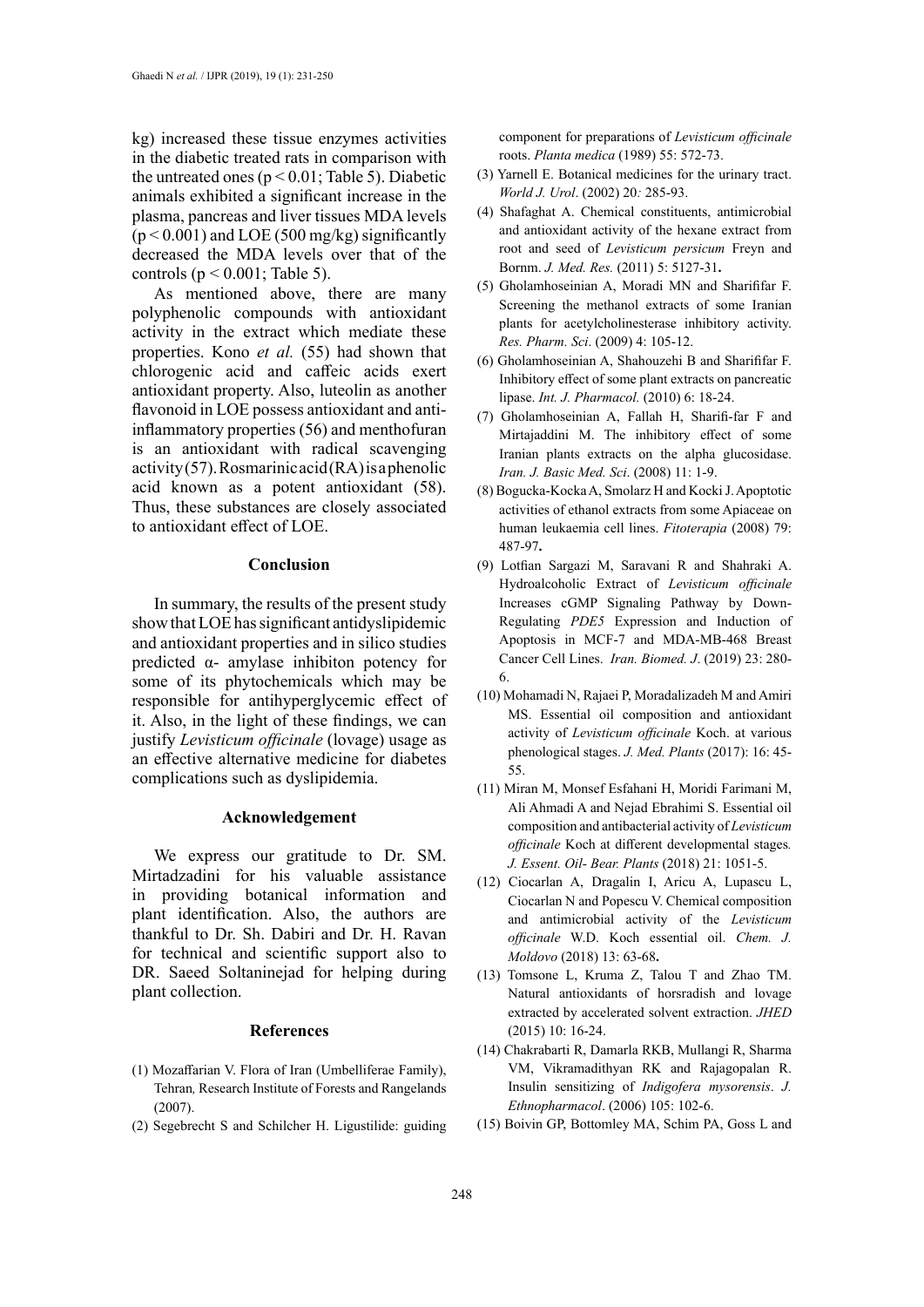kg) increased these tissue enzymes activities in the diabetic treated rats in comparison with the untreated ones ($p < 0.01$; Table 5). Diabetic animals exhibited a significant increase in the plasma, pancreas and liver tissues MDA levels ($p < 0.001$) and LOE (500 mg/kg) significantly decreased the MDA levels over that of the controls ($p < 0.001$; Table 5).

As mentioned above, there are many polyphenolic compounds with antioxidant activity in the extract which mediate these properties. Kono *et al.* (55) had shown that chlorogenic acid and caffeic acids exert antioxidant property. Also, luteolin as another flavonoid in LOE possess antioxidant and anti-inflammatory properties (56) and menthofuran is an antioxidant with radical scavenging activity (57). Rosmarinic acid (RA) is a phenolic acid known as a potent antioxidant (58). Thus, these substances are closely associated to antioxidant effect of LOE.

## Conclusion

In summary, the results of the present study show that LOE has significant antidyslipidemic and antioxidant properties and in silico studies predicted α- amylase inhibiton potency for some of its phytochemicals which may be responsible for antihyperglycemic effect of it. Also, in the light of these findings, we can justify *Levisticum officinale* (lovage) usage as an effective alternative medicine for diabetes complications such as dyslipidemia.

## Acknowledgement

We express our gratitude to Dr. SM. Mirtadzadini for his valuable assistance in providing botanical information and plant identification. Also, the authors are thankful to Dr. Sh. Dabiri and Dr. H. Ravan for technical and scientific support also to DR. Saeed Soltaninejad for helping during plant collection.

## References

(1) Mozaffarian V. Flora of Iran (Umbelliferae Family), Tehran, Research Institute of Forests and Rangelands (2007).

(2) Segebrecht S and Schilcher H. Ligustilide: guiding component for preparations of *Levisticum officinale* roots. *Planta medica* (1989) 55: 572-73.

(3) Yarnell E. Botanical medicines for the urinary tract. *World J. Urol*. (2002) 20: 285-93.

(4) Shafaghat A. Chemical constituents, antimicrobial and antioxidant activity of the hexane extract from root and seed of *Levisticum persicum* Freyn and Bornm. *J. Med. Res.* (2011) 5: 5127-31**.**

(5) Gholamhoseinian A, Moradi MN and Sharififar F. Screening the methanol extracts of some Iranian plants for acetylcholinesterase inhibitory activity. *Res. Pharm. Sci*. (2009) 4: 105-12.

(6) Gholamhoseinian A, Shahouzehi B and Sharififar F. Inhibitory effect of some plant extracts on pancreatic lipase. *Int. J. Pharmacol.* (2010) 6: 18-24.

(7) Gholamhoseinian A, Fallah H, Sharifi-far F and Mirtajaddini M. The inhibitory effect of some Iranian plants extracts on the alpha glucosidase. *Iran. J. Basic Med. Sci*. (2008) 11: 1-9.

(8) Bogucka-Kocka A, Smolarz H and Kocki J. Apoptotic activities of ethanol extracts from some Apiaceae on human leukaemia cell lines. *Fitoterapia* (2008) 79: 487-97**.**

(9) Lotfian Sargazi M, Saravani R and Shahraki A. Hydroalcoholic Extract of *Levisticum officinale* Increases cGMP Signaling Pathway by Down-Regulating *PDE5* Expression and Induction of Apoptosis in MCF-7 and MDA-MB-468 Breast Cancer Cell Lines. *Iran. Biomed. J*. (2019) 23: 280-6.

(10) Mohamadi N, Rajaei P, Moradalizadeh M and Amiri MS. Essential oil composition and antioxidant activity of *Levisticum officinale* Koch. at various phenological stages. *J. Med. Plants* (2017): 16: 45-55.

(11) Miran M, Monsef Esfahani H, Moridi Farimani M, Ali Ahmadi A and Nejad Ebrahimi S. Essential oil composition and antibacterial activity of *Levisticum officinale* Koch at different developmental stages*. J. Essent. Oil- Bear. Plants* (2018) 21: 1051-5.

(12) Ciocarlan A, Dragalin I, Aricu A, Lupascu L, Ciocarlan N and Popescu V. Chemical composition and antimicrobial activity of the *Levisticum officinale* W.D. Koch essential oil. *Chem. J. Moldovo* (2018) 13: 63-68**.**

(13) Tomsone L, Kruma Z, Talou T and Zhao TM. Natural antioxidants of horsradish and lovage extracted by accelerated solvent extraction. *JHED* (2015) 10: 16-24.

(14) Chakrabarti R, Damarla RKB, Mullangi R, Sharma VM, Vikramadithyan RK and Rajagopalan R. Insulin sensitizing of *Indigofera mysorensis*. *J. Ethnopharmacol*. (2006) 105: 102-6.

(15) Boivin GP, Bottomley MA, Schim PA, Goss L and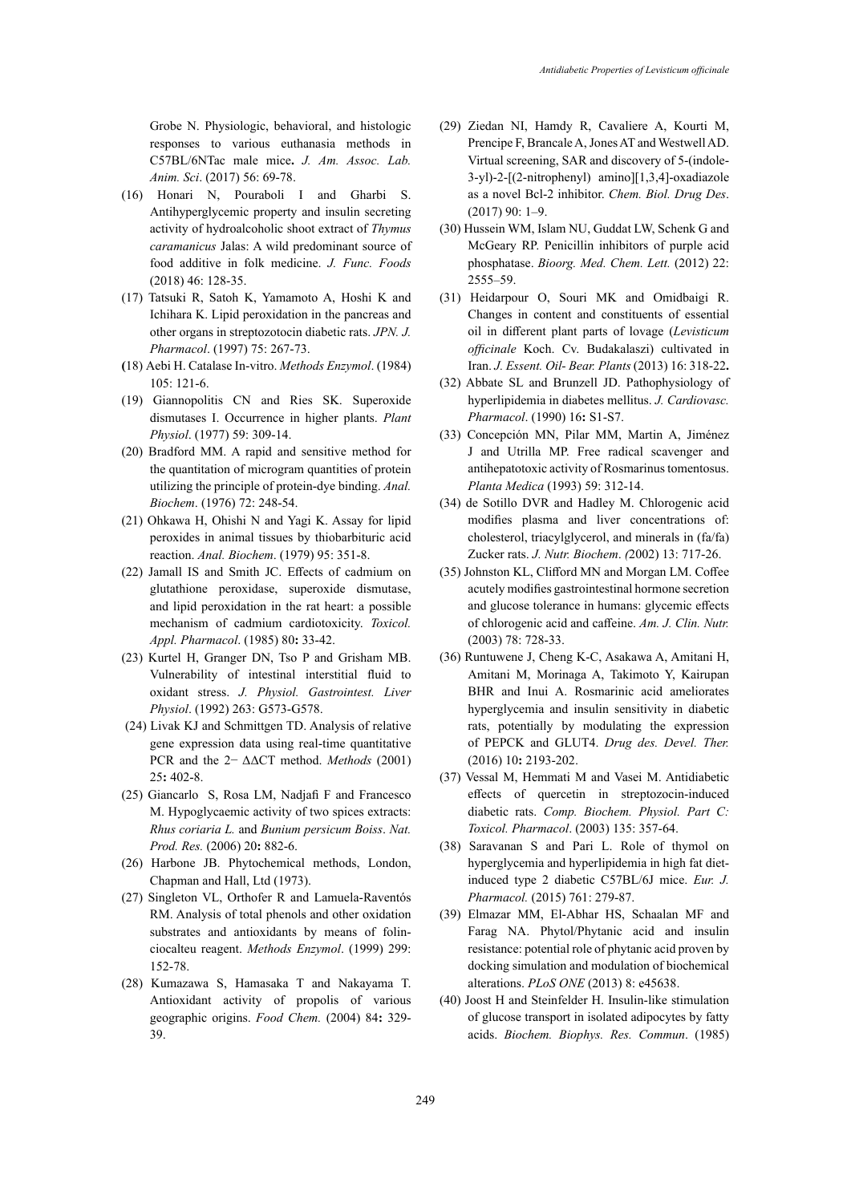Grobe N. Physiologic, behavioral, and histologic responses to various euthanasia methods in C57BL/6NTac male mice**.** *J. Am. Assoc. Lab. Anim. Sci*. (2017) 56: 69-78.

(16) Honari N, Pouraboli I and Gharbi S. Antihyperglycemic property and insulin secreting activity of hydroalcoholic shoot extract of *Thymus caramanicus* Jalas: A wild predominant source of food additive in folk medicine. *J. Func. Foods* (2018) 46: 128-35.

(17) Tatsuki R, Satoh K, Yamamoto A, Hoshi K and Ichihara K. Lipid peroxidation in the pancreas and other organs in streptozotocin diabetic rats. *JPN. J. Pharmacol*. (1997) 75: 267-73.

**(**18) Aebi H. Catalase In-vitro. *Methods Enzymol*. (1984) 105: 121-6.

(19) Giannopolitis CN and Ries SK. Superoxide dismutases I. Occurrence in higher plants. *Plant Physiol*. (1977) 59: 309-14.

(20) Bradford MM. A rapid and sensitive method for the quantitation of microgram quantities of protein utilizing the principle of protein-dye binding. *Anal. Biochem*. (1976) 72: 248-54.

(21) Ohkawa H, Ohishi N and Yagi K. Assay for lipid peroxides in animal tissues by thiobarbituric acid reaction. *Anal. Biochem*. (1979) 95: 351-8.

(22) Jamall IS and Smith JC. Effects of cadmium on glutathione peroxidase, superoxide dismutase, and lipid peroxidation in the rat heart: a possible mechanism of cadmium cardiotoxicity. *Toxicol. Appl. Pharmacol*. (1985) 80**:** 33-42.

(23) Kurtel H, Granger DN, Tso P and Grisham MB. Vulnerability of intestinal interstitial fluid to oxidant stress. *J. Physiol. Gastrointest. Liver Physiol*. (1992) 263: G573-G578.

(24) Livak KJ and Schmittgen TD. Analysis of relative gene expression data using real-time quantitative PCR and the 2− ΔΔCT method. *Methods* (2001) 25**:** 402-8.

(25) Giancarlo S, Rosa LM, Nadjafi F and Francesco M. Hypoglycaemic activity of two spices extracts: *Rhus coriaria L.* and *Bunium persicum Boiss*. *Nat. Prod. Res.* (2006) 20**:** 882-6.

(26) Harbone JB. Phytochemical methods, London, Chapman and Hall, Ltd (1973).

(27) Singleton VL, Orthofer R and Lamuela-Raventós RM. Analysis of total phenols and other oxidation substrates and antioxidants by means of folin-ciocalteu reagent. *Methods Enzymol*. (1999) 299: 152-78.

(28) Kumazawa S, Hamasaka T and Nakayama T. Antioxidant activity of propolis of various geographic origins. *Food Chem.* (2004) 84**:** 329-39.

(29) Ziedan NI, Hamdy R, Cavaliere A, Kourti M, Prencipe F, Brancale A, Jones AT and Westwell AD. Virtual screening, SAR and discovery of 5-(indole-3-yl)-2-[(2-nitrophenyl) amino][1,3,4]-oxadiazole as a novel Bcl-2 inhibitor. *Chem. Biol. Drug Des*. (2017) 90: 1–9.

(30) Hussein WM, Islam NU, Guddat LW, Schenk G and McGeary RP. Penicillin inhibitors of purple acid phosphatase. *Bioorg. Med. Chem. Lett.* (2012) 22: 2555–59.

(31) Heidarpour O, Souri MK and Omidbaigi R. Changes in content and constituents of essential oil in different plant parts of lovage (*Levisticum officinale* Koch. Cv. Budakalaszi) cultivated in Iran. *J. Essent. Oil- Bear. Plants* (2013) 16: 318-22**.**

(32) Abbate SL and Brunzell JD. Pathophysiology of hyperlipidemia in diabetes mellitus. *J. Cardiovasc. Pharmacol*. (1990) 16**:** S1-S7.

(33) Concepción MN, Pilar MM, Martin A, Jiménez J and Utrilla MP. Free radical scavenger and antihepatotoxic activity of Rosmarinus tomentosus. *Planta Medica* (1993) 59: 312-14.

(34) de Sotillo DVR and Hadley M. Chlorogenic acid modifies plasma and liver concentrations of: cholesterol, triacylglycerol, and minerals in (fa/fa) Zucker rats. *J. Nutr. Biochem*. *(*2002) 13: 717-26.

(35) Johnston KL, Clifford MN and Morgan LM. Coffee acutely modifies gastrointestinal hormone secretion and glucose tolerance in humans: glycemic effects of chlorogenic acid and caffeine. *Am. J. Clin. Nutr.* (2003) 78: 728-33.

(36) Runtuwene J, Cheng K-C, Asakawa A, Amitani H, Amitani M, Morinaga A, Takimoto Y, Kairupan BHR and Inui A. Rosmarinic acid ameliorates hyperglycemia and insulin sensitivity in diabetic rats, potentially by modulating the expression of PEPCK and GLUT4. *Drug des. Devel. Ther.* (2016) 10**:** 2193-202.

(37) Vessal M, Hemmati M and Vasei M. Antidiabetic effects of quercetin in streptozocin-induced diabetic rats. *Comp. Biochem. Physiol. Part C: Toxicol. Pharmacol*. (2003) 135: 357-64.

(38) Saravanan S and Pari L. Role of thymol on hyperglycemia and hyperlipidemia in high fat diet-induced type 2 diabetic C57BL/6J mice. *Eur. J. Pharmacol.* (2015) 761: 279-87.

(39) Elmazar MM, El-Abhar HS, Schaalan MF and Farag NA. Phytol/Phytanic acid and insulin resistance: potential role of phytanic acid proven by docking simulation and modulation of biochemical alterations. *PLoS ONE* (2013) 8: e45638.

(40) Joost H and Steinfelder H. Insulin-like stimulation of glucose transport in isolated adipocytes by fatty acids. *Biochem. Biophys. Res. Commun*. (1985)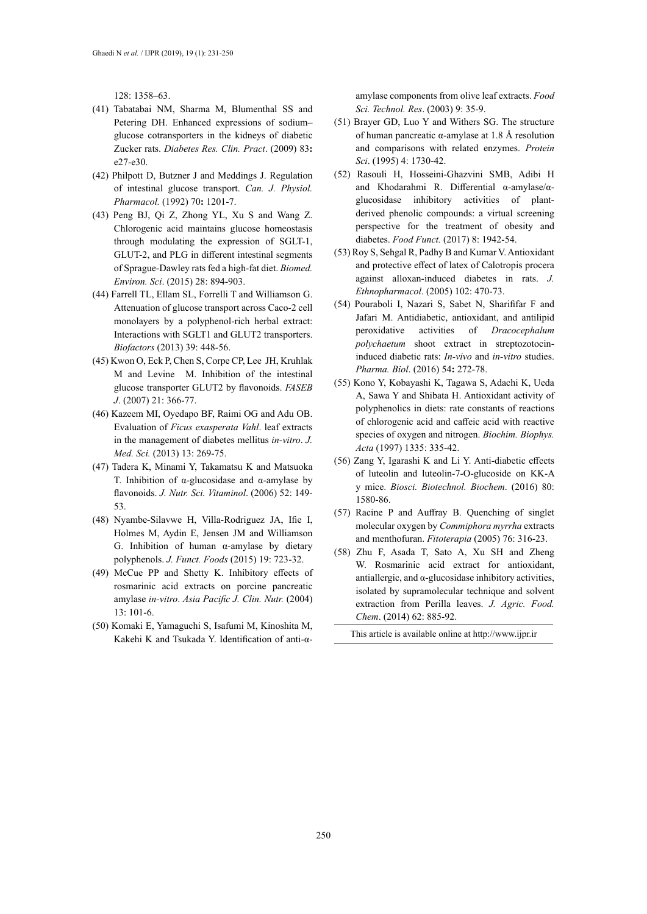128: 1358–63.

(41) Tabatabai NM, Sharma M, Blumenthal SS and Petering DH. Enhanced expressions of sodium–glucose cotransporters in the kidneys of diabetic Zucker rats. *Diabetes Res. Clin. Pract*. (2009) 83**:** e27-e30.

(42) Philpott D, Butzner J and Meddings J. Regulation of intestinal glucose transport. *Can. J. Physiol. Pharmacol.* (1992) 70**:** 1201-7.

(43) Peng BJ, Qi Z, Zhong YL, Xu S and Wang Z. Chlorogenic acid maintains glucose homeostasis through modulating the expression of SGLT-1, GLUT-2, and PLG in different intestinal segments of Sprague-Dawley rats fed a high-fat diet. *Biomed. Environ. Sci*. (2015) 28: 894-903.

(44) Farrell TL, Ellam SL, Forrelli T and Williamson G. Attenuation of glucose transport across Caco-2 cell monolayers by a polyphenol-rich herbal extract: Interactions with SGLT1 and GLUT2 transporters. *Biofactors* (2013) 39: 448-56.

(45) Kwon O, Eck P, Chen S, Corpe CP, Lee JH, Kruhlak M and Levine M. Inhibition of the intestinal glucose transporter GLUT2 by flavonoids. *FASEB J*. (2007) 21: 366-77.

(46) Kazeem MI, Oyedapo BF, Raimi OG and Adu OB. Evaluation of *Ficus exasperata Vahl*. leaf extracts in the management of diabetes mellitus *in-vitro*. *J. Med. Sci.* (2013) 13: 269-75.

(47) Tadera K, Minami Y, Takamatsu K and Matsuoka T. Inhibition of α-glucosidase and α-amylase by flavonoids. *J. Nutr. Sci. Vitaminol*. (2006) 52: 149-53.

(48) Nyambe-Silavwe H, Villa-Rodriguez JA, Ifie I, Holmes M, Aydin E, Jensen JM and Williamson G. Inhibition of human α-amylase by dietary polyphenols. *J. Funct. Foods* (2015) 19: 723-32.

(49) McCue PP and Shetty K. Inhibitory effects of rosmarinic acid extracts on porcine pancreatic amylase *in-vitro*. *Asia Pacific J. Clin. Nutr.* (2004) 13: 101-6.

(50) Komaki E, Yamaguchi S, Isafumi M, Kinoshita M, Kakehi K and Tsukada Y. Identification of anti-α-amylase components from olive leaf extracts. *Food Sci. Technol. Res*. (2003) 9: 35-9.

(51) Brayer GD, Luo Y and Withers SG. The structure of human pancreatic α-amylase at 1.8 Å resolution and comparisons with related enzymes. *Protein Sci*. (1995) 4: 1730-42.

(52) Rasouli H, Hosseini-Ghazvini SMB, Adibi H and Khodarahmi R. Differential α-amylase/α-glucosidase inhibitory activities of plant-derived phenolic compounds: a virtual screening perspective for the treatment of obesity and diabetes. *Food Funct.* (2017) 8: 1942-54.

(53) Roy S, Sehgal R, Padhy B and Kumar V. Antioxidant and protective effect of latex of Calotropis procera against alloxan-induced diabetes in rats. *J. Ethnopharmacol*. (2005) 102: 470-73.

(54) Pouraboli I, Nazari S, Sabet N, Sharififar F and Jafari M. Antidiabetic, antioxidant, and antilipid peroxidative activities of *Dracocephalum polychaetum* shoot extract in streptozotocin-induced diabetic rats: *In-vivo* and *in-vitro* studies. *Pharma. Biol*. (2016) 54**:** 272-78.

(55) Kono Y, Kobayashi K, Tagawa S, Adachi K, Ueda A, Sawa Y and Shibata H. Antioxidant activity of polyphenolics in diets: rate constants of reactions of chlorogenic acid and caffeic acid with reactive species of oxygen and nitrogen. *Biochim. Biophys. Acta* (1997) 1335: 335-42.

(56) Zang Y, Igarashi K and Li Y. Anti-diabetic effects of luteolin and luteolin-7-O-glucoside on KK-A y mice. *Biosci. Biotechnol. Biochem*. (2016) 80: 1580-86.

(57) Racine P and Auffray B. Quenching of singlet molecular oxygen by *Commiphora myrrha* extracts and menthofuran. *Fitoterapia* (2005) 76: 316-23.

(58) Zhu F, Asada T, Sato A, Xu SH and Zheng W. Rosmarinic acid extract for antioxidant, antiallergic, and α-glucosidase inhibitory activities, isolated by supramolecular technique and solvent extraction from Perilla leaves. *J. Agric. Food. Chem*. (2014) 62: 885-92.

---

This article is available online at http://www.ijpr.ir